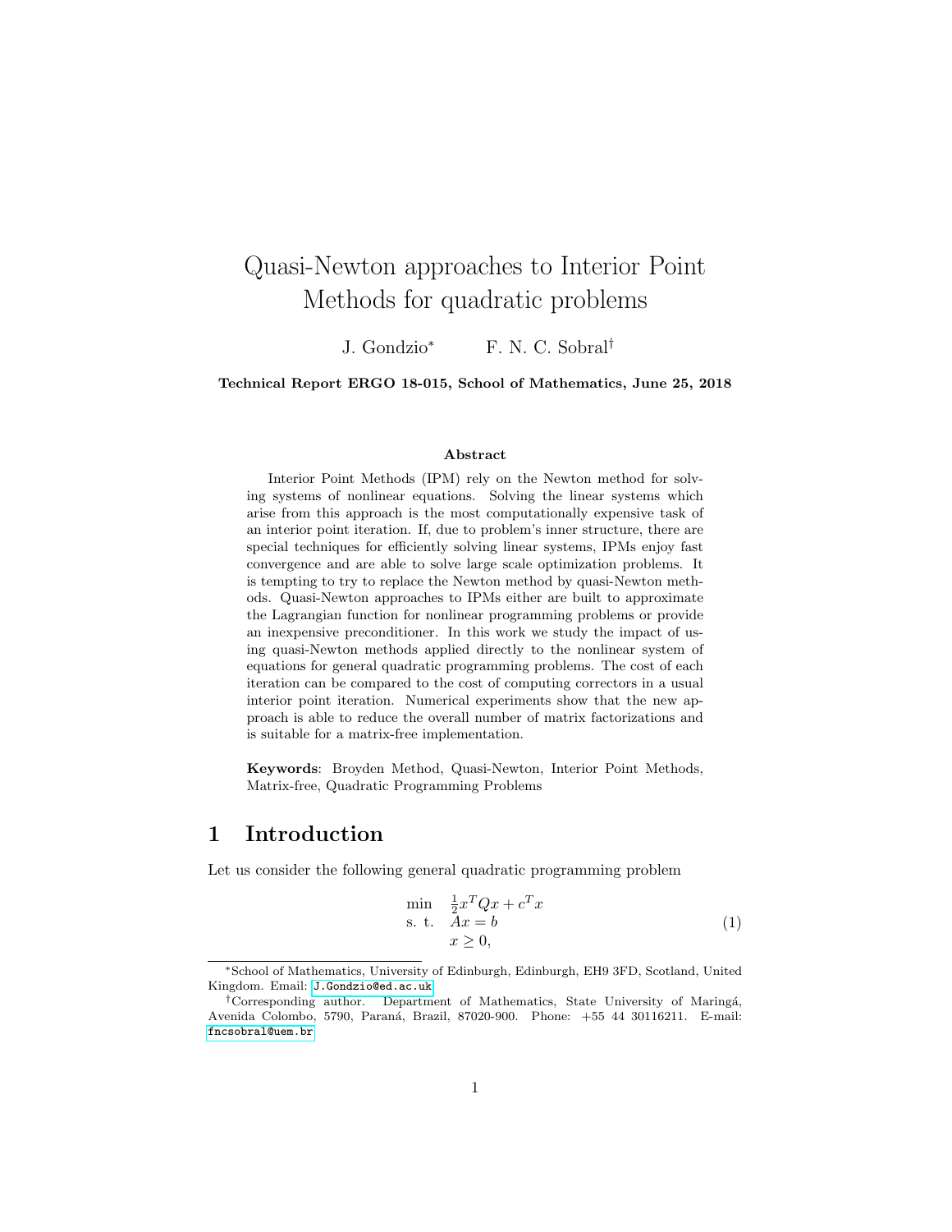# Quasi-Newton approaches to Interior Point Methods for quadratic problems

J. Gondzio* F. N. C. Sobral†

**Technical Report ERGO 18-015, School of Mathematics, June 25, 2018**

### Abstract

Interior Point Methods (IPM) rely on the Newton method for solving systems of nonlinear equations. Solving the linear systems which arise from this approach is the most computationally expensive task of an interior point iteration. If, due to problem's inner structure, there are special techniques for efficiently solving linear systems, IPMs enjoy fast convergence and are able to solve large scale optimization problems. It is tempting to try to replace the Newton method by quasi-Newton methods. Quasi-Newton approaches to IPMs either are built to approximate the Lagrangian function for nonlinear programming problems or provide an inexpensive preconditioner. In this work we study the impact of using quasi-Newton methods applied directly to the nonlinear system of equations for general quadratic programming problems. The cost of each iteration can be compared to the cost of computing correctors in a usual interior point iteration. Numerical experiments show that the new approach is able to reduce the overall number of matrix factorizations and is suitable for a matrix-free implementation.

**Keywords**: Broyden Method, Quasi-Newton, Interior Point Methods, Matrix-free, Quadratic Programming Problems

## 1 Introduction

Let us consider the following general quadratic programming problem

$$\begin{array}{ll} \min & \frac{1}{2}x^T Q x + c^T x \\ \text{s. t.} & Ax = b \\ & x \geq 0, \end{array} \tag{1}$$

*School of Mathematics, University of Edinburgh, Edinburgh, EH9 3FD, Scotland, United Kingdom. Email: J.Gondzio@ed.ac.uk

†Corresponding author. Department of Mathematics, State University of Maringá, Avenida Colombo, 5790, Paraná, Brazil, 87020-900. Phone: +55 44 30116211. E-mail: fncsobral@uem.br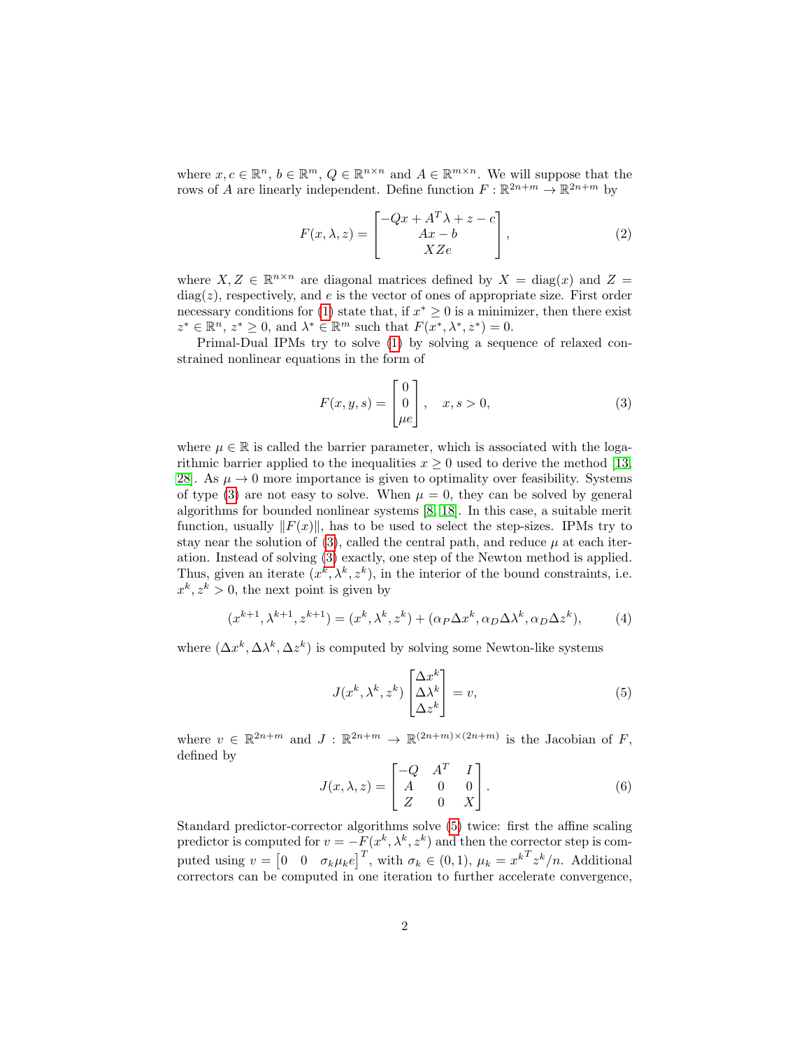where $x, c \in \mathbb{R}^n$, $b \in \mathbb{R}^m$, $Q \in \mathbb{R}^{n \times n}$ and $A \in \mathbb{R}^{m \times n}$. We will suppose that the rows of $A$ are linearly independent. Define function $F : \mathbb{R}^{2n+m} \to \mathbb{R}^{2n+m}$ by

$$F(x, \lambda, z) = \begin{bmatrix} -Qx + A^T\lambda + z - c \\ Ax - b \\ XZe \end{bmatrix}, \tag{2}$$

where $X, Z \in \mathbb{R}^{n \times n}$ are diagonal matrices defined by $X = \text{diag}(x)$ and $Z = \text{diag}(z)$, respectively, and $e$ is the vector of ones of appropriate size. First order necessary conditions for (1) state that, if $x^* \geq 0$ is a minimizer, then there exist $z^* \in \mathbb{R}^n$, $z^* \geq 0$, and $\lambda^* \in \mathbb{R}^m$ such that $F(x^*, \lambda^*, z^*) = 0$.

Primal-Dual IPMs try to solve (1) by solving a sequence of relaxed constrained nonlinear equations in the form of

$$F(x, y, s) = \begin{bmatrix} 0 \\ 0 \\ \mu e \end{bmatrix}, \quad x, s > 0, \tag{3}$$

where $\mu \in \mathbb{R}$ is called the barrier parameter, which is associated with the logarithmic barrier applied to the inequalities $x \geq 0$ used to derive the method [13, 28]. As $\mu \to 0$ more importance is given to optimality over feasibility. Systems of type (3) are not easy to solve. When $\mu = 0$, they can be solved by general algorithms for bounded nonlinear systems [8, 18]. In this case, a suitable merit function, usually $\|F(x)\|$, has to be used to select the step-sizes. IPMs try to stay near the solution of (3), called the central path, and reduce $\mu$ at each iteration. Instead of solving (3) exactly, one step of the Newton method is applied. Thus, given an iterate $(x^k, \lambda^k, z^k)$, in the interior of the bound constraints, i.e. $x^k, z^k > 0$, the next point is given by

$$(x^{k+1}, \lambda^{k+1}, z^{k+1}) = (x^k, \lambda^k, z^k) + (\alpha_P \Delta x^k, \alpha_D \Delta\lambda^k, \alpha_D \Delta z^k), \tag{4}$$

where $(\Delta x^k, \Delta\lambda^k, \Delta z^k)$ is computed by solving some Newton-like systems

$$J(x^k, \lambda^k, z^k) \begin{bmatrix} \Delta x^k \\ \Delta\lambda^k \\ \Delta z^k \end{bmatrix} = v, \tag{5}$$

where $v \in \mathbb{R}^{2n+m}$ and $J : \mathbb{R}^{2n+m} \to \mathbb{R}^{(2n+m)\times(2n+m)}$ is the Jacobian of $F$, defined by

$$J(x, \lambda, z) = \begin{bmatrix} -Q & A^T & I \\ A & 0 & 0 \\ Z & 0 & X \end{bmatrix}. \tag{6}$$

Standard predictor-corrector algorithms solve (5) twice: first the affine scaling predictor is computed for $v = -F(x^k, \lambda^k, z^k)$ and then the corrector step is computed using $v = \begin{bmatrix} 0 & 0 & \sigma_k \mu_k e \end{bmatrix}^T$, with $\sigma_k \in (0, 1)$, $\mu_k = {x^k}^T z^k / n$. Additional correctors can be computed in one iteration to further accelerate convergence,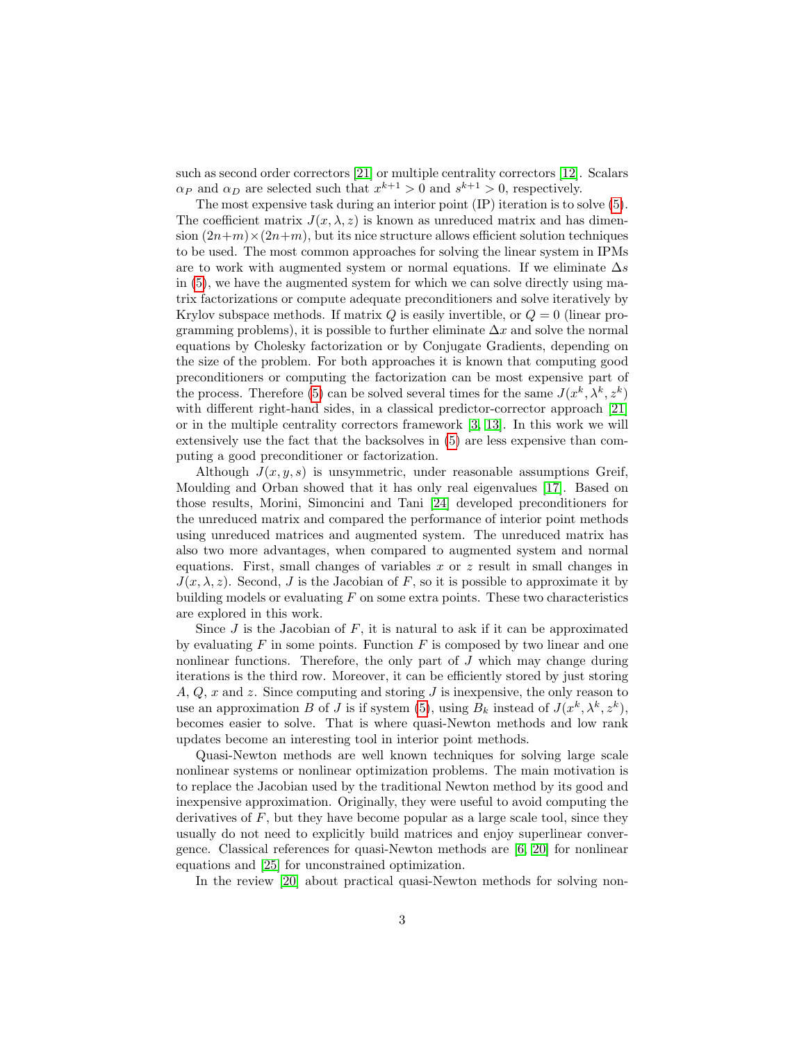such as second order correctors [21] or multiple centrality correctors [12]. Scalars $\alpha_P$ and $\alpha_D$ are selected such that $x^{k+1} > 0$ and $s^{k+1} > 0$, respectively.

The most expensive task during an interior point (IP) iteration is to solve (5). The coefficient matrix $J(x, \lambda, z)$ is known as unreduced matrix and has dimension $(2n+m) \times (2n+m)$, but its nice structure allows efficient solution techniques to be used. The most common approaches for solving the linear system in IPMs are to work with augmented system or normal equations. If we eliminate $\Delta s$ in (5), we have the augmented system for which we can solve directly using matrix factorizations or compute adequate preconditioners and solve iteratively by Krylov subspace methods. If matrix $Q$ is easily invertible, or $Q = 0$ (linear programming problems), it is possible to further eliminate $\Delta x$ and solve the normal equations by Cholesky factorization or by Conjugate Gradients, depending on the size of the problem. For both approaches it is known that computing good preconditioners or computing the factorization can be most expensive part of the process. Therefore (5) can be solved several times for the same $J(x^k, \lambda^k, z^k)$ with different right-hand sides, in a classical predictor-corrector approach [21] or in the multiple centrality correctors framework [3, 13]. In this work we will extensively use the fact that the backsolves in (5) are less expensive than computing a good preconditioner or factorization.

Although $J(x, y, s)$ is unsymmetric, under reasonable assumptions Greif, Moulding and Orban showed that it has only real eigenvalues [17]. Based on those results, Morini, Simoncini and Tani [24] developed preconditioners for the unreduced matrix and compared the performance of interior point methods using unreduced matrices and augmented system. The unreduced matrix has also two more advantages, when compared to augmented system and normal equations. First, small changes of variables $x$ or $z$ result in small changes in $J(x, \lambda, z)$. Second, $J$ is the Jacobian of $F$, so it is possible to approximate it by building models or evaluating $F$ on some extra points. These two characteristics are explored in this work.

Since $J$ is the Jacobian of $F$, it is natural to ask if it can be approximated by evaluating $F$ in some points. Function $F$ is composed by two linear and one nonlinear functions. Therefore, the only part of $J$ which may change during iterations is the third row. Moreover, it can be efficiently stored by just storing $A$, $Q$, $x$ and $z$. Since computing and storing $J$ is inexpensive, the only reason to use an approximation $B$ of $J$ is if system (5), using $B_k$ instead of $J(x^k, \lambda^k, z^k)$, becomes easier to solve. That is where quasi-Newton methods and low rank updates become an interesting tool in interior point methods.

Quasi-Newton methods are well known techniques for solving large scale nonlinear systems or nonlinear optimization problems. The main motivation is to replace the Jacobian used by the traditional Newton method by its good and inexpensive approximation. Originally, they were useful to avoid computing the derivatives of $F$, but they have become popular as a large scale tool, since they usually do not need to explicitly build matrices and enjoy superlinear convergence. Classical references for quasi-Newton methods are [6, 20] for nonlinear equations and [25] for unconstrained optimization.

In the review [20] about practical quasi-Newton methods for solving non-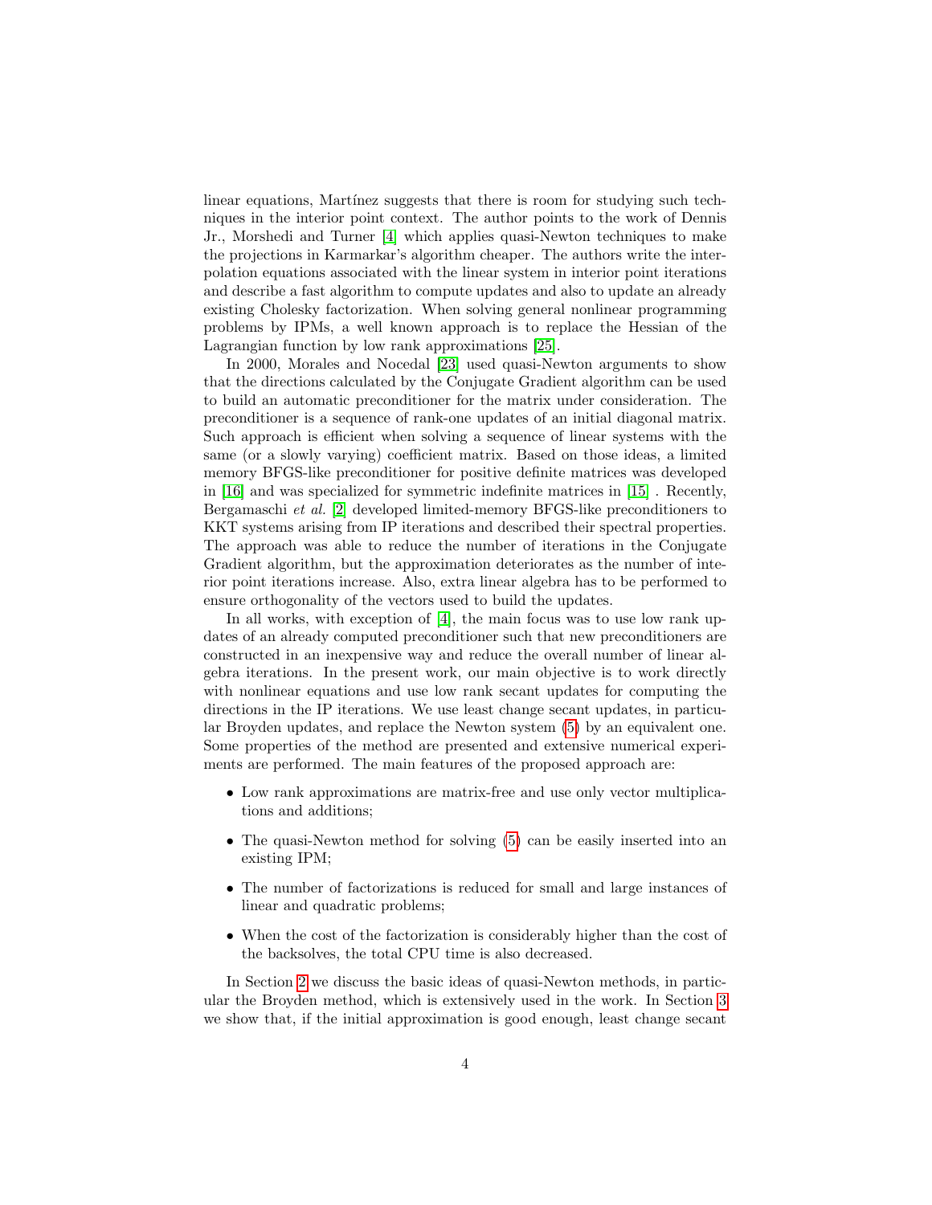linear equations, Martínez suggests that there is room for studying such techniques in the interior point context. The author points to the work of Dennis Jr., Morshedi and Turner [4] which applies quasi-Newton techniques to make the projections in Karmarkar's algorithm cheaper. The authors write the interpolation equations associated with the linear system in interior point iterations and describe a fast algorithm to compute updates and also to update an already existing Cholesky factorization. When solving general nonlinear programming problems by IPMs, a well known approach is to replace the Hessian of the Lagrangian function by low rank approximations [25].

In 2000, Morales and Nocedal [23] used quasi-Newton arguments to show that the directions calculated by the Conjugate Gradient algorithm can be used to build an automatic preconditioner for the matrix under consideration. The preconditioner is a sequence of rank-one updates of an initial diagonal matrix. Such approach is efficient when solving a sequence of linear systems with the same (or a slowly varying) coefficient matrix. Based on those ideas, a limited memory BFGS-like preconditioner for positive definite matrices was developed in [16] and was specialized for symmetric indefinite matrices in [15] . Recently, Bergamaschi *et al.* [2] developed limited-memory BFGS-like preconditioners to KKT systems arising from IP iterations and described their spectral properties. The approach was able to reduce the number of iterations in the Conjugate Gradient algorithm, but the approximation deteriorates as the number of interior point iterations increase. Also, extra linear algebra has to be performed to ensure orthogonality of the vectors used to build the updates.

In all works, with exception of [4], the main focus was to use low rank updates of an already computed preconditioner such that new preconditioners are constructed in an inexpensive way and reduce the overall number of linear algebra iterations. In the present work, our main objective is to work directly with nonlinear equations and use low rank secant updates for computing the directions in the IP iterations. We use least change secant updates, in particular Broyden updates, and replace the Newton system (5) by an equivalent one. Some properties of the method are presented and extensive numerical experiments are performed. The main features of the proposed approach are:

- Low rank approximations are matrix-free and use only vector multiplications and additions;
- The quasi-Newton method for solving (5) can be easily inserted into an existing IPM;
- The number of factorizations is reduced for small and large instances of linear and quadratic problems;
- When the cost of the factorization is considerably higher than the cost of the backsolves, the total CPU time is also decreased.

In Section 2 we discuss the basic ideas of quasi-Newton methods, in particular the Broyden method, which is extensively used in the work. In Section 3 we show that, if the initial approximation is good enough, least change secant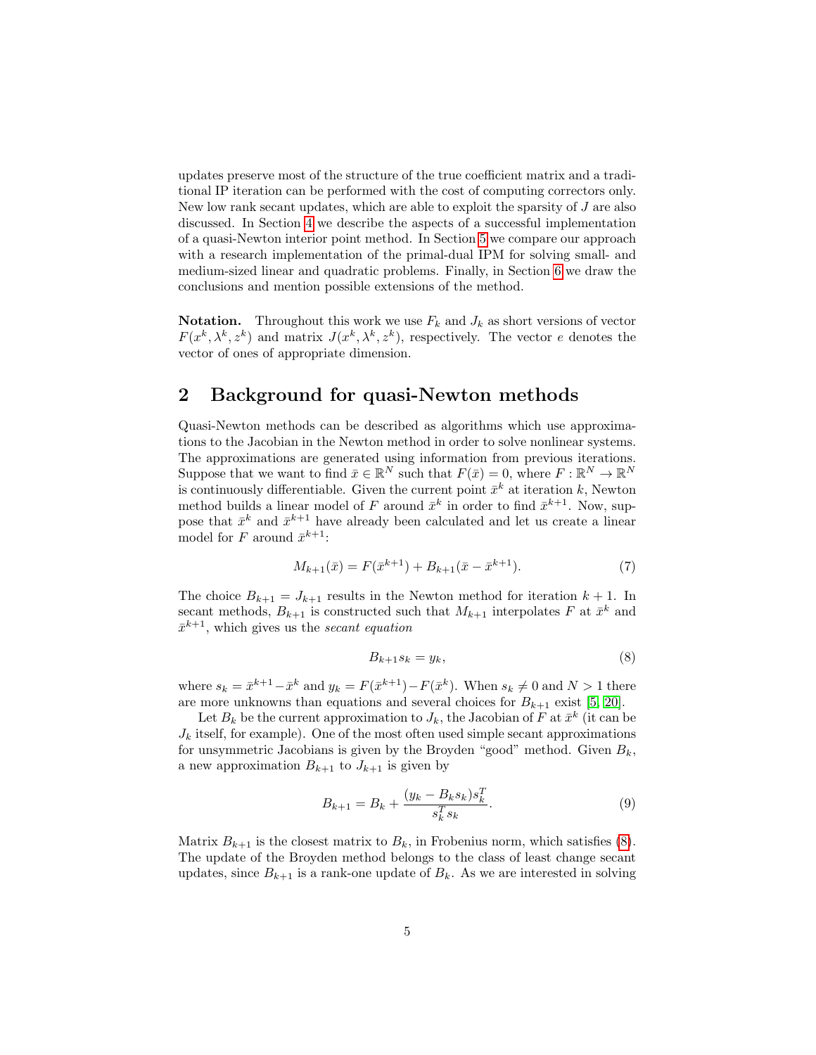updates preserve most of the structure of the true coefficient matrix and a traditional IP iteration can be performed with the cost of computing correctors only. New low rank secant updates, which are able to exploit the sparsity of $J$ are also discussed. In Section 4 we describe the aspects of a successful implementation of a quasi-Newton interior point method. In Section 5 we compare our approach with a research implementation of the primal-dual IPM for solving small- and medium-sized linear and quadratic problems. Finally, in Section 6 we draw the conclusions and mention possible extensions of the method.

**Notation.** Throughout this work we use $F_k$ and $J_k$ as short versions of vector $F(x^k, \lambda^k, z^k)$ and matrix $J(x^k, \lambda^k, z^k)$, respectively. The vector $e$ denotes the vector of ones of appropriate dimension.

## 2 Background for quasi-Newton methods

Quasi-Newton methods can be described as algorithms which use approximations to the Jacobian in the Newton method in order to solve nonlinear systems. The approximations are generated using information from previous iterations. Suppose that we want to find $\bar{x} \in \mathbb{R}^N$ such that $F(\bar{x}) = 0$, where $F : \mathbb{R}^N \to \mathbb{R}^N$ is continuously differentiable. Given the current point $\bar{x}^k$ at iteration $k$, Newton method builds a linear model of $F$ around $\bar{x}^k$ in order to find $\bar{x}^{k+1}$. Now, suppose that $\bar{x}^k$ and $\bar{x}^{k+1}$ have already been calculated and let us create a linear model for $F$ around $\bar{x}^{k+1}$:

$$M_{k+1}(\bar{x}) = F(\bar{x}^{k+1}) + B_{k+1}(\bar{x} - \bar{x}^{k+1}). \tag{7}$$

The choice $B_{k+1} = J_{k+1}$ results in the Newton method for iteration $k+1$. In secant methods, $B_{k+1}$ is constructed such that $M_{k+1}$ interpolates $F$ at $\bar{x}^k$ and $\bar{x}^{k+1}$, which gives us the *secant equation*

$$B_{k+1} s_k = y_k, \tag{8}$$

where $s_k = \bar{x}^{k+1} - \bar{x}^k$ and $y_k = F(\bar{x}^{k+1}) - F(\bar{x}^k)$. When $s_k \neq 0$ and $N > 1$ there are more unknowns than equations and several choices for $B_{k+1}$ exist [5, 20].

Let $B_k$ be the current approximation to $J_k$, the Jacobian of $F$ at $\bar{x}^k$ (it can be $J_k$ itself, for example). One of the most often used simple secant approximations for unsymmetric Jacobians is given by the Broyden "good" method. Given $B_k$, a new approximation $B_{k+1}$ to $J_{k+1}$ is given by

$$B_{k+1} = B_k + \frac{(y_k - B_k s_k) s_k^T}{s_k^T s_k}. \tag{9}$$

Matrix $B_{k+1}$ is the closest matrix to $B_k$, in Frobenius norm, which satisfies (8). The update of the Broyden method belongs to the class of least change secant updates, since $B_{k+1}$ is a rank-one update of $B_k$. As we are interested in solving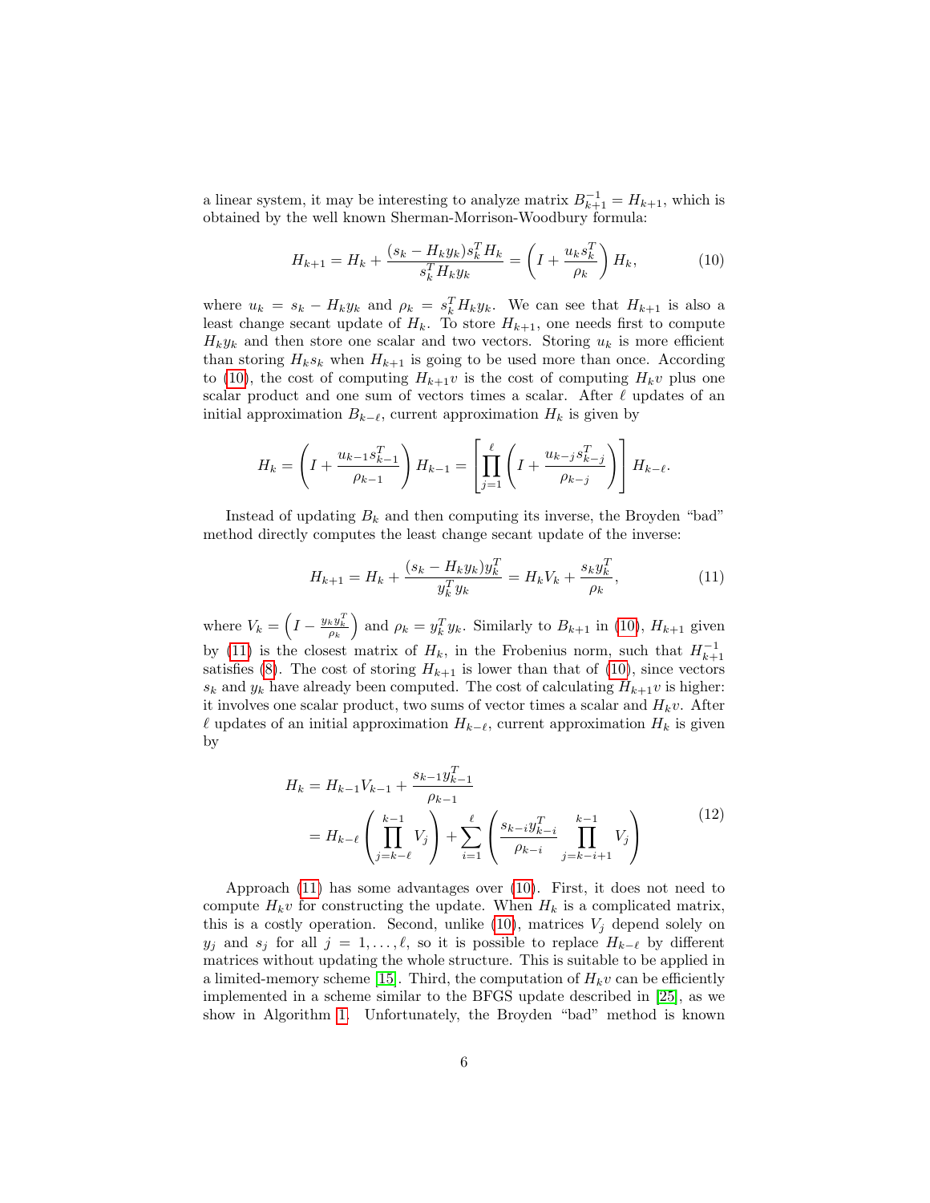a linear system, it may be interesting to analyze matrix $B_{k+1}^{-1} = H_{k+1}$, which is obtained by the well known Sherman-Morrison-Woodbury formula:

$$H_{k+1} = H_k + \frac{(s_k - H_k y_k) s_k^T H_k}{s_k^T H_k y_k} = \left( I + \frac{u_k s_k^T}{\rho_k} \right) H_k, \tag{10}$$

where $u_k = s_k - H_k y_k$ and $\rho_k = s_k^T H_k y_k$. We can see that $H_{k+1}$ is also a least change secant update of $H_k$. To store $H_{k+1}$, one needs first to compute $H_k y_k$ and then store one scalar and two vectors. Storing $u_k$ is more efficient than storing $H_k s_k$ when $H_{k+1}$ is going to be used more than once. According to (10), the cost of computing $H_{k+1} v$ is the cost of computing $H_k v$ plus one scalar product and one sum of vectors times a scalar. After $\ell$ updates of an initial approximation $B_{k-\ell}$, current approximation $H_k$ is given by

$$H_k = \left( I + \frac{u_{k-1} s_{k-1}^T}{\rho_{k-1}} \right) H_{k-1} = \left[ \prod_{j=1}^{\ell} \left( I + \frac{u_{k-j} s_{k-j}^T}{\rho_{k-j}} \right) \right] H_{k-\ell}.$$

Instead of updating $B_k$ and then computing its inverse, the Broyden "bad" method directly computes the least change secant update of the inverse:

$$H_{k+1} = H_k + \frac{(s_k - H_k y_k) y_k^T}{y_k^T y_k} = H_k V_k + \frac{s_k y_k^T}{\rho_k}, \tag{11}$$

where $V_k = \left( I - \frac{y_k y_k^T}{\rho_k} \right)$ and $\rho_k = y_k^T y_k$. Similarly to $B_{k+1}$ in (10), $H_{k+1}$ given by (11) is the closest matrix of $H_k$, in the Frobenius norm, such that $H_{k+1}^{-1}$ satisfies (8). The cost of storing $H_{k+1}$ is lower than that of (10), since vectors $s_k$ and $y_k$ have already been computed. The cost of calculating $H_{k+1} v$ is higher: it involves one scalar product, two sums of vector times a scalar and $H_k v$. After $\ell$ updates of an initial approximation $H_{k-\ell}$, current approximation $H_k$ is given by

$$\begin{aligned} H_k &= H_{k-1} V_{k-1} + \frac{s_{k-1} y_{k-1}^T}{\rho_{k-1}} \\ &= H_{k-\ell} \left( \prod_{j=k-\ell}^{k-1} V_j \right) + \sum_{i=1}^{\ell} \left( \frac{s_{k-i} y_{k-i}^T}{\rho_{k-i}} \prod_{j=k-i+1}^{k-1} V_j \right) \end{aligned} \tag{12}$$

Approach (11) has some advantages over (10). First, it does not need to compute $H_k v$ for constructing the update. When $H_k$ is a complicated matrix, this is a costly operation. Second, unlike (10), matrices $V_j$ depend solely on $y_j$ and $s_j$ for all $j = 1, \ldots, \ell$, so it is possible to replace $H_{k-\ell}$ by different matrices without updating the whole structure. This is suitable to be applied in a limited-memory scheme [15]. Third, the computation of $H_k v$ can be efficiently implemented in a scheme similar to the BFGS update described in [25], as we show in Algorithm 1. Unfortunately, the Broyden "bad" method is known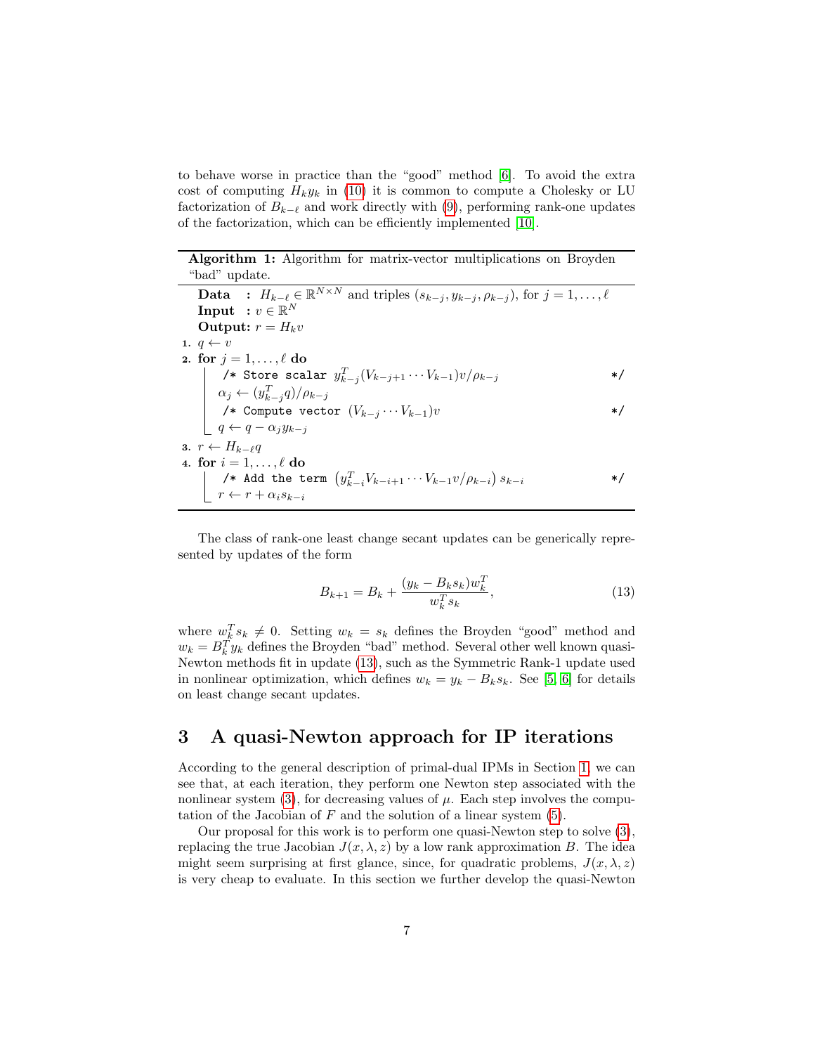to behave worse in practice than the "good" method [6]. To avoid the extra cost of computing $H_k y_k$ in (10) it is common to compute a Cholesky or LU factorization of $B_{k-\ell}$ and work directly with (9), performing rank-one updates of the factorization, which can be efficiently implemented [10].

---

**Algorithm 1:** Algorithm for matrix-vector multiplications on Broyden "bad" update.

---

**Data** : $H_{k-\ell} \in \mathbb{R}^{N \times N}$ and triples $(s_{k-j}, y_{k-j}, \rho_{k-j})$, for $j = 1, \ldots, \ell$

**Input** : $v \in \mathbb{R}^N$

**Output:** $r = H_k v$

1. $q \leftarrow v$
2. **for** $j = 1, \ldots, \ell$ **do**
   - /* Store scalar $y_{k-j}^T (V_{k-j+1} \cdots V_{k-1}) v / \rho_{k-j}$ */
   - $\alpha_j \leftarrow (y_{k-j}^T q) / \rho_{k-j}$
   - /* Compute vector $(V_{k-j} \cdots V_{k-1}) v$ */
   - $q \leftarrow q - \alpha_j y_{k-j}$
3. $r \leftarrow H_{k-\ell} q$
4. **for** $i = 1, \ldots, \ell$ **do**
   - /* Add the term $\left( y_{k-i}^T V_{k-i+1} \cdots V_{k-1} v / \rho_{k-i} \right) s_{k-i}$ */
   - $r \leftarrow r + \alpha_i s_{k-i}$

---

The class of rank-one least change secant updates can be generically represented by updates of the form

$$B_{k+1} = B_k + \frac{(y_k - B_k s_k) w_k^T}{w_k^T s_k}, \tag{13}$$

where $w_k^T s_k \neq 0$. Setting $w_k = s_k$ defines the Broyden "good" method and $w_k = B_k^T y_k$ defines the Broyden "bad" method. Several other well known quasi-Newton methods fit in update (13), such as the Symmetric Rank-1 update used in nonlinear optimization, which defines $w_k = y_k - B_k s_k$. See [5, 6] for details on least change secant updates.

## 3 A quasi-Newton approach for IP iterations

According to the general description of primal-dual IPMs in Section 1, we can see that, at each iteration, they perform one Newton step associated with the nonlinear system (3), for decreasing values of $\mu$. Each step involves the computation of the Jacobian of $F$ and the solution of a linear system (5).

Our proposal for this work is to perform one quasi-Newton step to solve (3), replacing the true Jacobian $J(x, \lambda, z)$ by a low rank approximation $B$. The idea might seem surprising at first glance, since, for quadratic problems, $J(x, \lambda, z)$ is very cheap to evaluate. In this section we further develop the quasi-Newton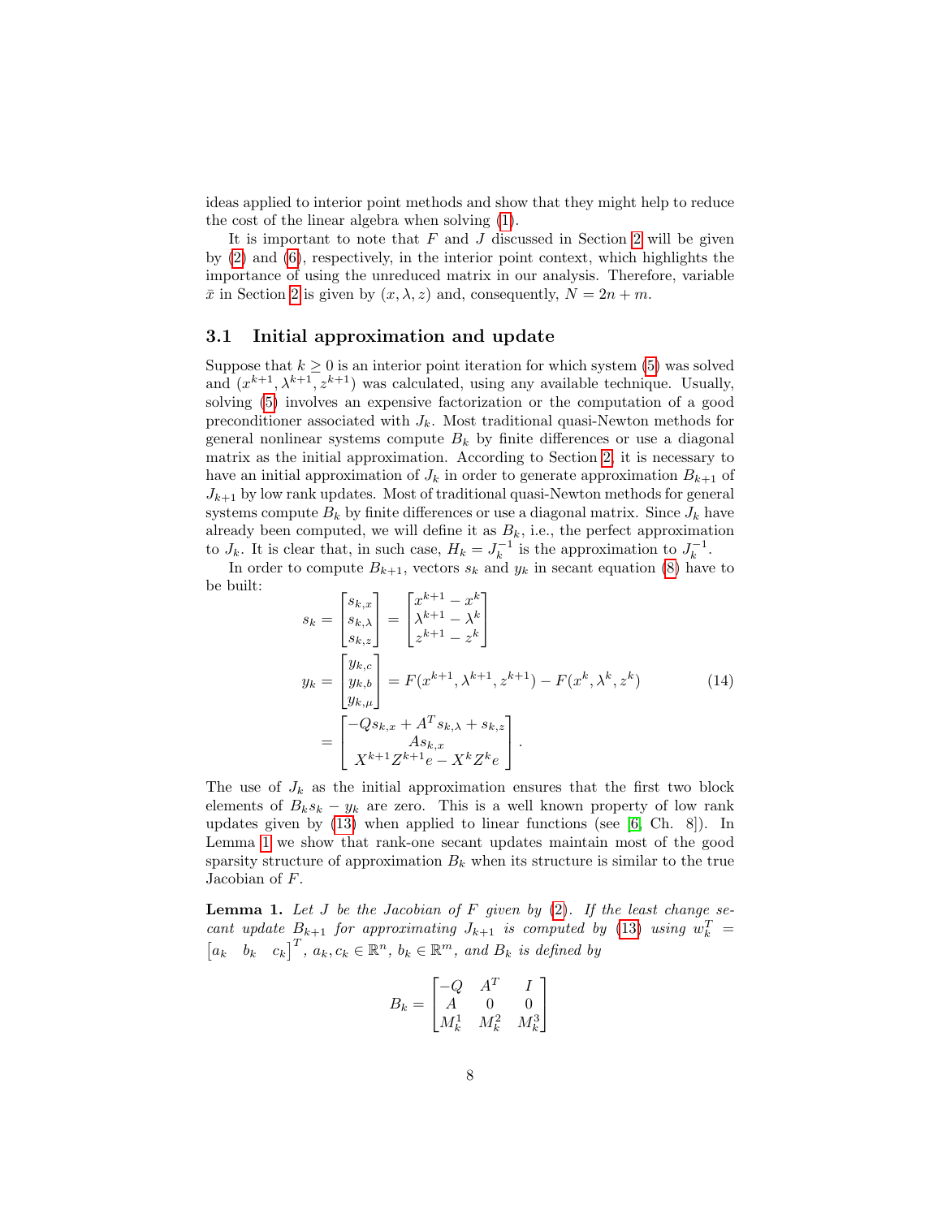ideas applied to interior point methods and show that they might help to reduce the cost of the linear algebra when solving (1).

It is important to note that $F$ and $J$ discussed in Section 2 will be given by (2) and (6), respectively, in the interior point context, which highlights the importance of using the unreduced matrix in our analysis. Therefore, variable $\bar{x}$ in Section 2 is given by $(x, \lambda, z)$ and, consequently, $N = 2n + m$.

### 3.1 Initial approximation and update

Suppose that $k \geq 0$ is an interior point iteration for which system (5) was solved and $(x^{k+1}, \lambda^{k+1}, z^{k+1})$ was calculated, using any available technique. Usually, solving (5) involves an expensive factorization or the computation of a good preconditioner associated with $J_k$. Most traditional quasi-Newton methods for general nonlinear systems compute $B_k$ by finite differences or use a diagonal matrix as the initial approximation. According to Section 2, it is necessary to have an initial approximation of $J_k$ in order to generate approximation $B_{k+1}$ of $J_{k+1}$ by low rank updates. Most of traditional quasi-Newton methods for general systems compute $B_k$ by finite differences or use a diagonal matrix. Since $J_k$ have already been computed, we will define it as $B_k$, i.e., the perfect approximation to $J_k$. It is clear that, in such case, $H_k = J_k^{-1}$ is the approximation to $J_k^{-1}$.

In order to compute $B_{k+1}$, vectors $s_k$ and $y_k$ in secant equation (8) have to be built:

$$
\begin{aligned}
s_k &= \begin{bmatrix} s_{k,x} \\ s_{k,\lambda} \\ s_{k,z} \end{bmatrix} = \begin{bmatrix} x^{k+1} - x^k \\ \lambda^{k+1} - \lambda^k \\ z^{k+1} - z^k \end{bmatrix} \\
y_k &= \begin{bmatrix} y_{k,c} \\ y_{k,b} \\ y_{k,\mu} \end{bmatrix} = F(x^{k+1}, \lambda^{k+1}, z^{k+1}) - F(x^k, \lambda^k, z^k) \\
&= \begin{bmatrix} -Q s_{k,x} + A^T s_{k,\lambda} + s_{k,z} \\ A s_{k,x} \\ X^{k+1} Z^{k+1} e - X^k Z^k e \end{bmatrix}.
\end{aligned}
\tag{14}
$$

The use of $J_k$ as the initial approximation ensures that the first two block elements of $B_k s_k - y_k$ are zero. This is a well known property of low rank updates given by (13) when applied to linear functions (see [6, Ch. 8]). In Lemma 1 we show that rank-one secant updates maintain most of the good sparsity structure of approximation $B_k$ when its structure is similar to the true Jacobian of $F$.

**Lemma 1.** *Let $J$ be the Jacobian of $F$ given by (2). If the least change secant update $B_{k+1}$ for approximating $J_{k+1}$ is computed by (13) using $w_k^T = \begin{bmatrix} a_k & b_k & c_k \end{bmatrix}^T$, $a_k, c_k \in \mathbb{R}^n$, $b_k \in \mathbb{R}^m$, and $B_k$ is defined by*

$$
B_k = \begin{bmatrix} -Q & A^T & I \\ A & 0 & 0 \\ M_k^1 & M_k^2 & M_k^3 \end{bmatrix}
$$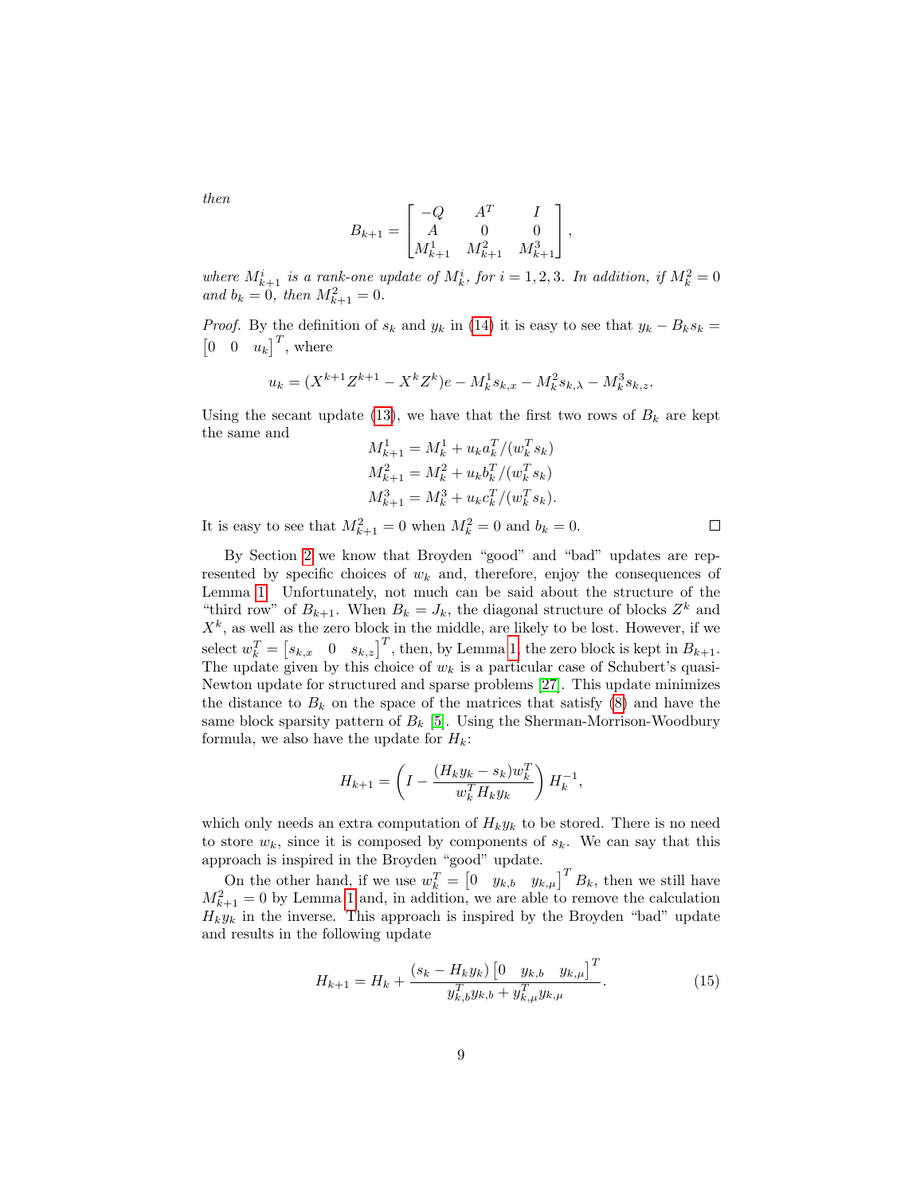*then*

$$B_{k+1} = \begin{bmatrix} -Q & A^T & I \\ A & 0 & 0 \\ M^1_{k+1} & M^2_{k+1} & M^3_{k+1} \end{bmatrix},$$

*where $M^i_{k+1}$ is a rank-one update of $M^i_k$, for $i = 1, 2, 3$. In addition, if $M^2_k = 0$ and $b_k = 0$, then $M^2_{k+1} = 0$.*

*Proof.* By the definition of $s_k$ and $y_k$ in (14) it is easy to see that $y_k - B_k s_k = \begin{bmatrix} 0 & 0 & u_k \end{bmatrix}^T$, where

$$u_k = (X^{k+1}Z^{k+1} - X^k Z^k)e - M^1_k s_{k,x} - M^2_k s_{k,\lambda} - M^3_k s_{k,z}.$$

Using the secant update (13), we have that the first two rows of $B_k$ are kept the same and

$$M^1_{k+1} = M^1_k + u_k a^T_k / (w^T_k s_k)$$
$$M^2_{k+1} = M^2_k + u_k b^T_k / (w^T_k s_k)$$
$$M^3_{k+1} = M^3_k + u_k c^T_k / (w^T_k s_k).$$

It is easy to see that $M^2_{k+1} = 0$ when $M^2_k = 0$ and $b_k = 0$. □

By Section 2 we know that Broyden "good" and "bad" updates are represented by specific choices of $w_k$ and, therefore, enjoy the consequences of Lemma 1. Unfortunately, not much can be said about the structure of the "third row" of $B_{k+1}$. When $B_k = J_k$, the diagonal structure of blocks $Z^k$ and $X^k$, as well as the zero block in the middle, are likely to be lost. However, if we select $w^T_k = \begin{bmatrix} s_{k,x} & 0 & s_{k,z} \end{bmatrix}^T$, then, by Lemma 1, the zero block is kept in $B_{k+1}$. The update given by this choice of $w_k$ is a particular case of Schubert's quasi-Newton update for structured and sparse problems [27]. This update minimizes the distance to $B_k$ on the space of the matrices that satisfy (8) and have the same block sparsity pattern of $B_k$ [5]. Using the Sherman-Morrison-Woodbury formula, we also have the update for $H_k$:

$$H_{k+1} = \left( I - \frac{(H_k y_k - s_k) w^T_k}{w^T_k H_k y_k} \right) H^{-1}_k,$$

which only needs an extra computation of $H_k y_k$ to be stored. There is no need to store $w_k$, since it is composed by components of $s_k$. We can say that this approach is inspired in the Broyden "good" update.

On the other hand, if we use $w^T_k = \begin{bmatrix} 0 & y_{k,b} & y_{k,\mu} \end{bmatrix}^T B_k$, then we still have $M^2_{k+1} = 0$ by Lemma 1 and, in addition, we are able to remove the calculation $H_k y_k$ in the inverse. This approach is inspired by the Broyden "bad" update and results in the following update

$$H_{k+1} = H_k + \frac{(s_k - H_k y_k) \begin{bmatrix} 0 & y_{k,b} & y_{k,\mu} \end{bmatrix}^T}{y^T_{k,b} y_{k,b} + y^T_{k,\mu} y_{k,\mu}}. \tag{15}$$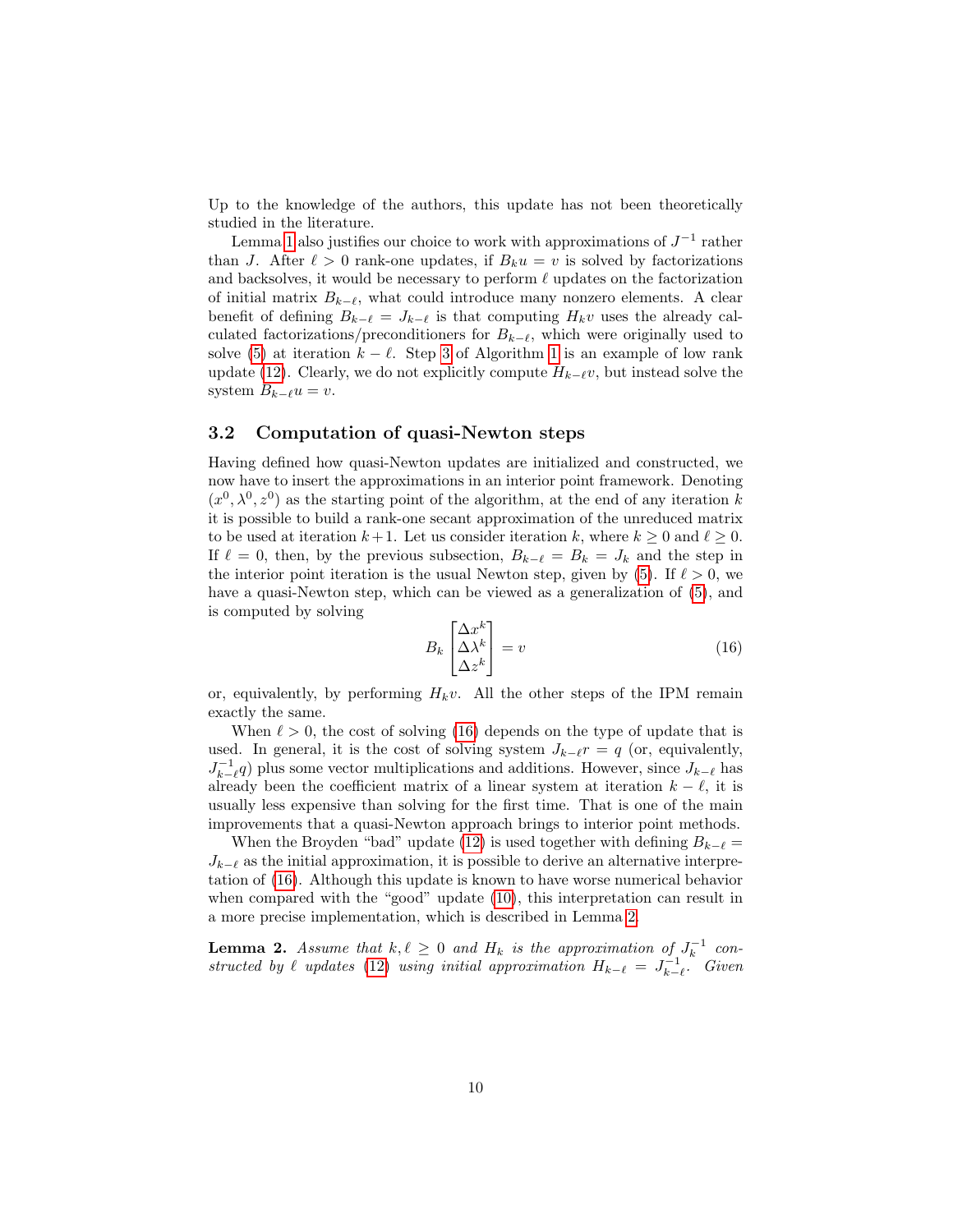Up to the knowledge of the authors, this update has not been theoretically studied in the literature.

Lemma 1 also justifies our choice to work with approximations of $J^{-1}$ rather than $J$. After $\ell > 0$ rank-one updates, if $B_k u = v$ is solved by factorizations and backsolves, it would be necessary to perform $\ell$ updates on the factorization of initial matrix $B_{k-\ell}$, what could introduce many nonzero elements. A clear benefit of defining $B_{k-\ell} = J_{k-\ell}$ is that computing $H_k v$ uses the already calculated factorizations/preconditioners for $B_{k-\ell}$, which were originally used to solve (5) at iteration $k - \ell$. Step 3 of Algorithm 1 is an example of low rank update (12). Clearly, we do not explicitly compute $H_{k-\ell} v$, but instead solve the system $B_{k-\ell} u = v$.

### 3.2 Computation of quasi-Newton steps

Having defined how quasi-Newton updates are initialized and constructed, we now have to insert the approximations in an interior point framework. Denoting $(x^0, \lambda^0, z^0)$ as the starting point of the algorithm, at the end of any iteration $k$ it is possible to build a rank-one secant approximation of the unreduced matrix to be used at iteration $k+1$. Let us consider iteration $k$, where $k \geq 0$ and $\ell \geq 0$. If $\ell = 0$, then, by the previous subsection, $B_{k-\ell} = B_k = J_k$ and the step in the interior point iteration is the usual Newton step, given by (5). If $\ell > 0$, we have a quasi-Newton step, which can be viewed as a generalization of (5), and is computed by solving

$$B_k \begin{bmatrix} \Delta x^k \\ \Delta \lambda^k \\ \Delta z^k \end{bmatrix} = v \tag{16}$$

or, equivalently, by performing $H_k v$. All the other steps of the IPM remain exactly the same.

When $\ell > 0$, the cost of solving (16) depends on the type of update that is used. In general, it is the cost of solving system $J_{k-\ell} r = q$ (or, equivalently, $J_{k-\ell}^{-1} q$) plus some vector multiplications and additions. However, since $J_{k-\ell}$ has already been the coefficient matrix of a linear system at iteration $k - \ell$, it is usually less expensive than solving for the first time. That is one of the main improvements that a quasi-Newton approach brings to interior point methods.

When the Broyden "bad" update (12) is used together with defining $B_{k-\ell} = J_{k-\ell}$ as the initial approximation, it is possible to derive an alternative interpretation of (16). Although this update is known to have worse numerical behavior when compared with the "good" update (10), this interpretation can result in a more precise implementation, which is described in Lemma 2.

**Lemma 2.** *Assume that $k, \ell \geq 0$ and $H_k$ is the approximation of $J_k^{-1}$ constructed by $\ell$ updates (12) using initial approximation $H_{k-\ell} = J_{k-\ell}^{-1}$. Given*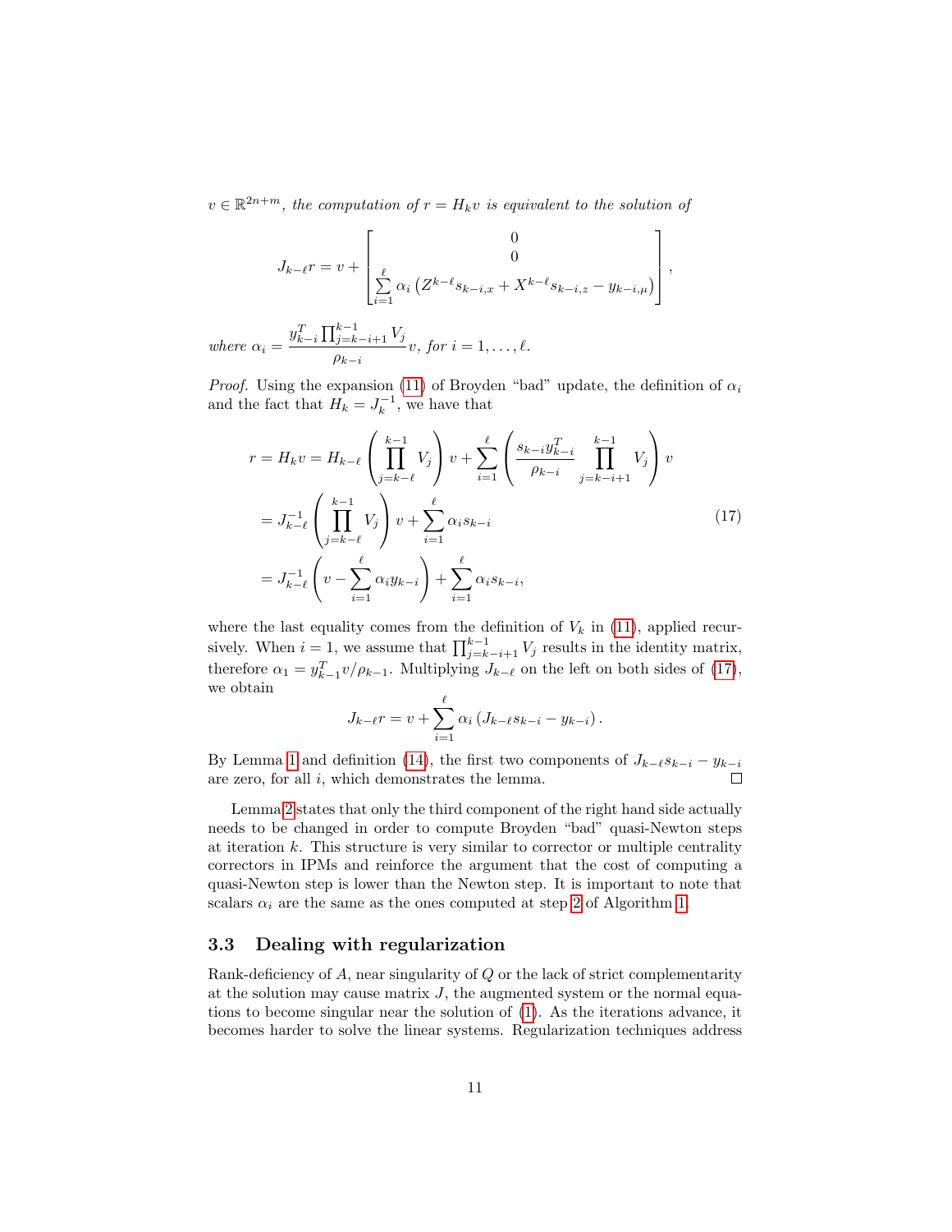$v \in \mathbb{R}^{2n+m}$*, the computation of* $r = H_k v$ *is equivalent to the solution of*

$$
J_{k-\ell} r = v + \begin{bmatrix} 0 \\ 0 \\ \sum_{i=1}^{\ell} \alpha_i \left( Z^{k-\ell} s_{k-i,x} + X^{k-\ell} s_{k-i,z} - y_{k-i,\mu} \right) \end{bmatrix},
$$

*where* $\alpha_i = \dfrac{y_{k-i}^T \prod_{j=k-i+1}^{k-1} V_j}{\rho_{k-i}} v$*, for* $i = 1, \ldots, \ell$*.*

*Proof.* Using the expansion (11) of Broyden "bad" update, the definition of $\alpha_i$ and the fact that $H_k = J_k^{-1}$, we have that

$$
\begin{aligned}
r = H_k v &= H_{k-\ell} \left( \prod_{j=k-\ell}^{k-1} V_j \right) v + \sum_{i=1}^{\ell} \left( \frac{s_{k-i} y_{k-i}^T}{\rho_{k-i}} \prod_{j=k-i+1}^{k-1} V_j \right) v \\
&= J_{k-\ell}^{-1} \left( \prod_{j=k-\ell}^{k-1} V_j \right) v + \sum_{i=1}^{\ell} \alpha_i s_{k-i} \\
&= J_{k-\ell}^{-1} \left( v - \sum_{i=1}^{\ell} \alpha_i y_{k-i} \right) + \sum_{i=1}^{\ell} \alpha_i s_{k-i},
\end{aligned} \tag{17}
$$

where the last equality comes from the definition of $V_k$ in (11), applied recursively. When $i = 1$, we assume that $\prod_{j=k-i+1}^{k-1} V_j$ results in the identity matrix, therefore $\alpha_1 = y_{k-1}^T v / \rho_{k-1}$. Multiplying $J_{k-\ell}$ on the left on both sides of (17), we obtain

$$
J_{k-\ell} r = v + \sum_{i=1}^{\ell} \alpha_i \left( J_{k-\ell} s_{k-i} - y_{k-i} \right).
$$

By Lemma 1 and definition (14), the first two components of $J_{k-\ell} s_{k-i} - y_{k-i}$ are zero, for all $i$, which demonstrates the lemma. □

Lemma 2 states that only the third component of the right hand side actually needs to be changed in order to compute Broyden "bad" quasi-Newton steps at iteration $k$. This structure is very similar to corrector or multiple centrality correctors in IPMs and reinforce the argument that the cost of computing a quasi-Newton step is lower than the Newton step. It is important to note that scalars $\alpha_i$ are the same as the ones computed at step 2 of Algorithm 1.

### 3.3 Dealing with regularization

Rank-deficiency of $A$, near singularity of $Q$ or the lack of strict complementarity at the solution may cause matrix $J$, the augmented system or the normal equations to become singular near the solution of (1). As the iterations advance, it becomes harder to solve the linear systems. Regularization techniques address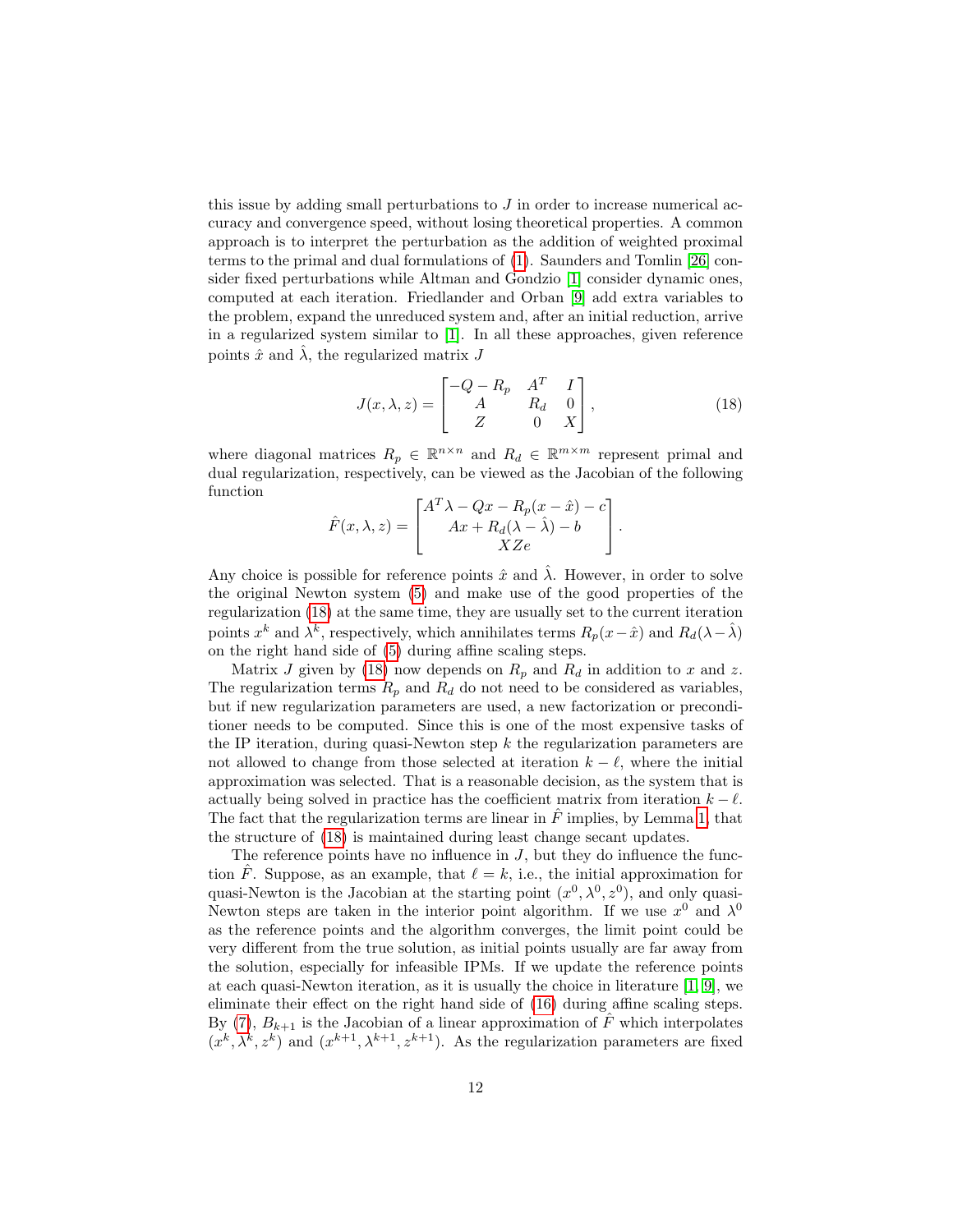this issue by adding small perturbations to $J$ in order to increase numerical accuracy and convergence speed, without losing theoretical properties. A common approach is to interpret the perturbation as the addition of weighted proximal terms to the primal and dual formulations of (1). Saunders and Tomlin [26] consider fixed perturbations while Altman and Gondzio [1] consider dynamic ones, computed at each iteration. Friedlander and Orban [9] add extra variables to the problem, expand the unreduced system and, after an initial reduction, arrive in a regularized system similar to [1]. In all these approaches, given reference points $\hat{x}$ and $\hat{\lambda}$, the regularized matrix $J$

$$J(x, \lambda, z) = \begin{bmatrix} -Q - R_p & A^T & I \\ A & R_d & 0 \\ Z & 0 & X \end{bmatrix}, \tag{18}$$

where diagonal matrices $R_p \in \mathbb{R}^{n \times n}$ and $R_d \in \mathbb{R}^{m \times m}$ represent primal and dual regularization, respectively, can be viewed as the Jacobian of the following function

$$\hat{F}(x, \lambda, z) = \begin{bmatrix} A^T \lambda - Qx - R_p(x - \hat{x}) - c \\ Ax + R_d(\lambda - \hat{\lambda}) - b \\ XZe \end{bmatrix}.$$

Any choice is possible for reference points $\hat{x}$ and $\hat{\lambda}$. However, in order to solve the original Newton system (5) and make use of the good properties of the regularization (18) at the same time, they are usually set to the current iteration points $x^k$ and $\lambda^k$, respectively, which annihilates terms $R_p(x - \hat{x})$ and $R_d(\lambda - \hat{\lambda})$ on the right hand side of (5) during affine scaling steps.

Matrix $J$ given by (18) now depends on $R_p$ and $R_d$ in addition to $x$ and $z$. The regularization terms $R_p$ and $R_d$ do not need to be considered as variables, but if new regularization parameters are used, a new factorization or preconditioner needs to be computed. Since this is one of the most expensive tasks of the IP iteration, during quasi-Newton step $k$ the regularization parameters are not allowed to change from those selected at iteration $k - \ell$, where the initial approximation was selected. That is a reasonable decision, as the system that is actually being solved in practice has the coefficient matrix from iteration $k - \ell$. The fact that the regularization terms are linear in $\hat{F}$ implies, by Lemma 1, that the structure of (18) is maintained during least change secant updates.

The reference points have no influence in $J$, but they do influence the function $\hat{F}$. Suppose, as an example, that $\ell = k$, i.e., the initial approximation for quasi-Newton is the Jacobian at the starting point $(x^0, \lambda^0, z^0)$, and only quasi-Newton steps are taken in the interior point algorithm. If we use $x^0$ and $\lambda^0$ as the reference points and the algorithm converges, the limit point could be very different from the true solution, as initial points usually are far away from the solution, especially for infeasible IPMs. If we update the reference points at each quasi-Newton iteration, as it is usually the choice in literature [1, 9], we eliminate their effect on the right hand side of (16) during affine scaling steps. By (7), $B_{k+1}$ is the Jacobian of a linear approximation of $\hat{F}$ which interpolates $(x^k, \lambda^k, z^k)$ and $(x^{k+1}, \lambda^{k+1}, z^{k+1})$. As the regularization parameters are fixed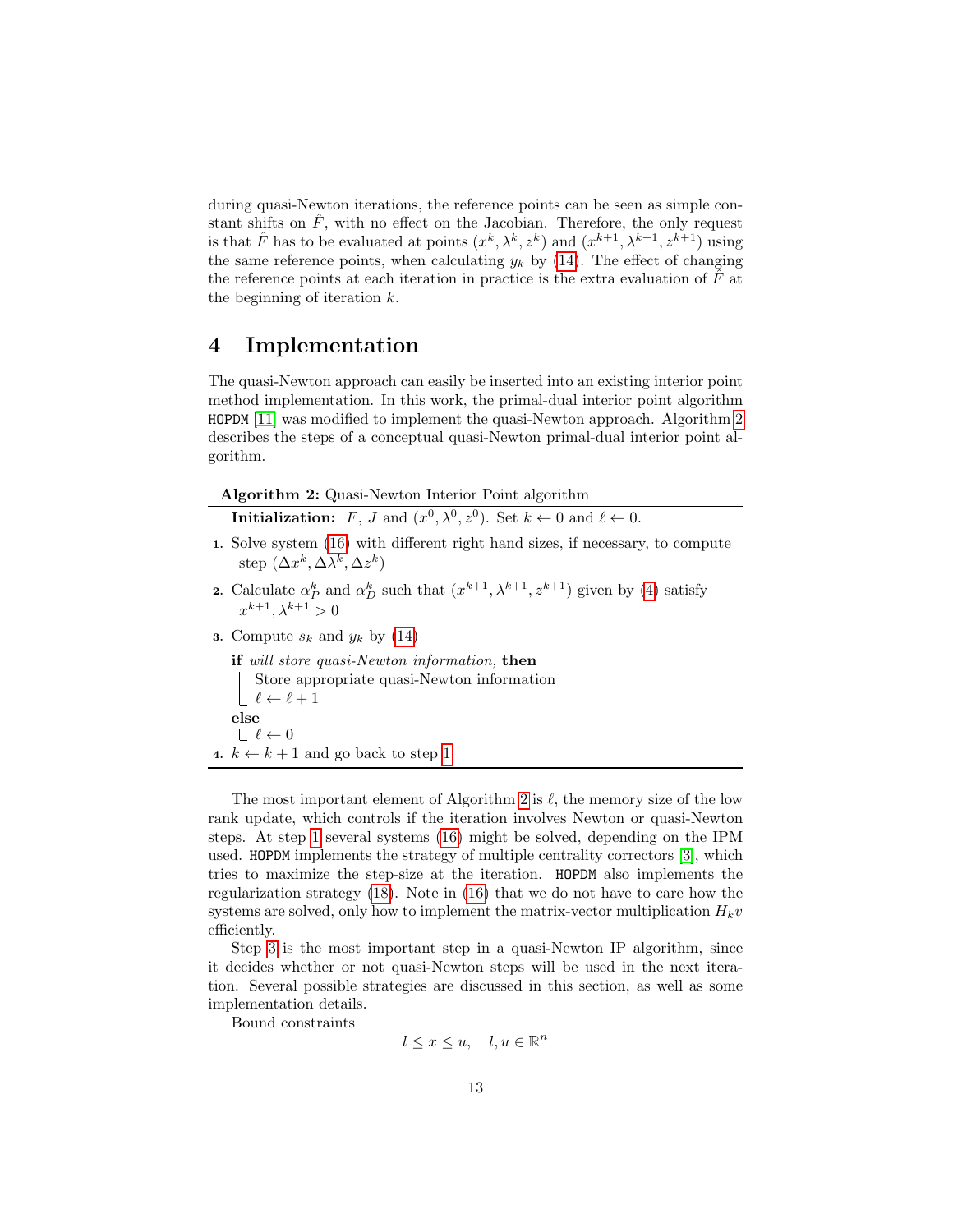during quasi-Newton iterations, the reference points can be seen as simple constant shifts on $\hat{F}$, with no effect on the Jacobian. Therefore, the only request is that $\hat{F}$ has to be evaluated at points $(x^k, \lambda^k, z^k)$ and $(x^{k+1}, \lambda^{k+1}, z^{k+1})$ using the same reference points, when calculating $y_k$ by (14). The effect of changing the reference points at each iteration in practice is the extra evaluation of $\hat{F}$ at the beginning of iteration $k$.

# 4 Implementation

The quasi-Newton approach can easily be inserted into an existing interior point method implementation. In this work, the primal-dual interior point algorithm `HOPDM` [11] was modified to implement the quasi-Newton approach. Algorithm 2 describes the steps of a conceptual quasi-Newton primal-dual interior point algorithm.

---

**Algorithm 2:** Quasi-Newton Interior Point algorithm

---

**Initialization:** $F$, $J$ and $(x^0, \lambda^0, z^0)$. Set $k \leftarrow 0$ and $\ell \leftarrow 0$.

1. Solve system (16) with different right hand sizes, if necessary, to compute step $(\Delta x^k, \Delta\lambda^k, \Delta z^k)$
2. Calculate $\alpha_P^k$ and $\alpha_D^k$ such that $(x^{k+1}, \lambda^{k+1}, z^{k+1})$ given by (4) satisfy $x^{k+1}, \lambda^{k+1} > 0$
3. Compute $s_k$ and $y_k$ by (14)

   **if** *will store quasi-Newton information,* **then**
   - Store appropriate quasi-Newton information
   - $\ell \leftarrow \ell + 1$

   **else**
   - $\ell \leftarrow 0$
4. $k \leftarrow k + 1$ and go back to step 1

---

The most important element of Algorithm 2 is $\ell$, the memory size of the low rank update, which controls if the iteration involves Newton or quasi-Newton steps. At step 1 several systems (16) might be solved, depending on the IPM used. `HOPDM` implements the strategy of multiple centrality correctors [3], which tries to maximize the step-size at the iteration. `HOPDM` also implements the regularization strategy (18). Note in (16) that we do not have to care how the systems are solved, only how to implement the matrix-vector multiplication $H_k v$ efficiently.

Step 3 is the most important step in a quasi-Newton IP algorithm, since it decides whether or not quasi-Newton steps will be used in the next iteration. Several possible strategies are discussed in this section, as well as some implementation details.

Bound constraints

$$l \leq x \leq u, \quad l, u \in \mathbb{R}^n$$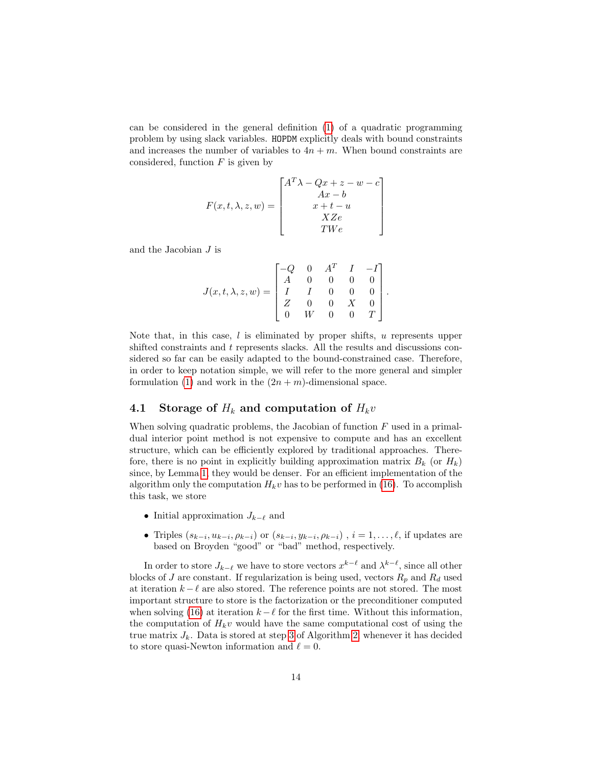can be considered in the general definition (1) of a quadratic programming problem by using slack variables. `HOPDM` explicitly deals with bound constraints and increases the number of variables to $4n + m$. When bound constraints are considered, function $F$ is given by

$$
F(x, t, \lambda, z, w) = \begin{bmatrix} A^T\lambda - Qx + z - w - c \\ Ax - b \\ x + t - u \\ XZe \\ TWe \end{bmatrix}
$$

and the Jacobian $J$ is

$$
J(x, t, \lambda, z, w) = \begin{bmatrix} -Q & 0 & A^T & I & -I \\ A & 0 & 0 & 0 & 0 \\ I & I & 0 & 0 & 0 \\ Z & 0 & 0 & X & 0 \\ 0 & W & 0 & 0 & T \end{bmatrix}.
$$

Note that, in this case, $l$ is eliminated by proper shifts, $u$ represents upper shifted constraints and $t$ represents slacks. All the results and discussions considered so far can be easily adapted to the bound-constrained case. Therefore, in order to keep notation simple, we will refer to the more general and simpler formulation (1) and work in the $(2n + m)$-dimensional space.

### 4.1 Storage of $H_k$ and computation of $H_k v$

When solving quadratic problems, the Jacobian of function $F$ used in a primal-dual interior point method is not expensive to compute and has an excellent structure, which can be efficiently explored by traditional approaches. Therefore, there is no point in explicitly building approximation matrix $B_k$ (or $H_k$) since, by Lemma 1, they would be denser. For an efficient implementation of the algorithm only the computation $H_k v$ has to be performed in (16). To accomplish this task, we store

- Initial approximation $J_{k-\ell}$ and
- Triples $(s_{k-i}, u_{k-i}, \rho_{k-i})$ or $(s_{k-i}, y_{k-i}, \rho_{k-i})$ , $i = 1, \ldots, \ell$, if updates are based on Broyden "good" or "bad" method, respectively.

In order to store $J_{k-\ell}$ we have to store vectors $x^{k-\ell}$ and $\lambda^{k-\ell}$, since all other blocks of $J$ are constant. If regularization is being used, vectors $R_p$ and $R_d$ used at iteration $k - \ell$ are also stored. The reference points are not stored. The most important structure to store is the factorization or the preconditioner computed when solving (16) at iteration $k - \ell$ for the first time. Without this information, the computation of $H_k v$ would have the same computational cost of using the true matrix $J_k$. Data is stored at step 3 of Algorithm 2, whenever it has decided to store quasi-Newton information and $\ell = 0$.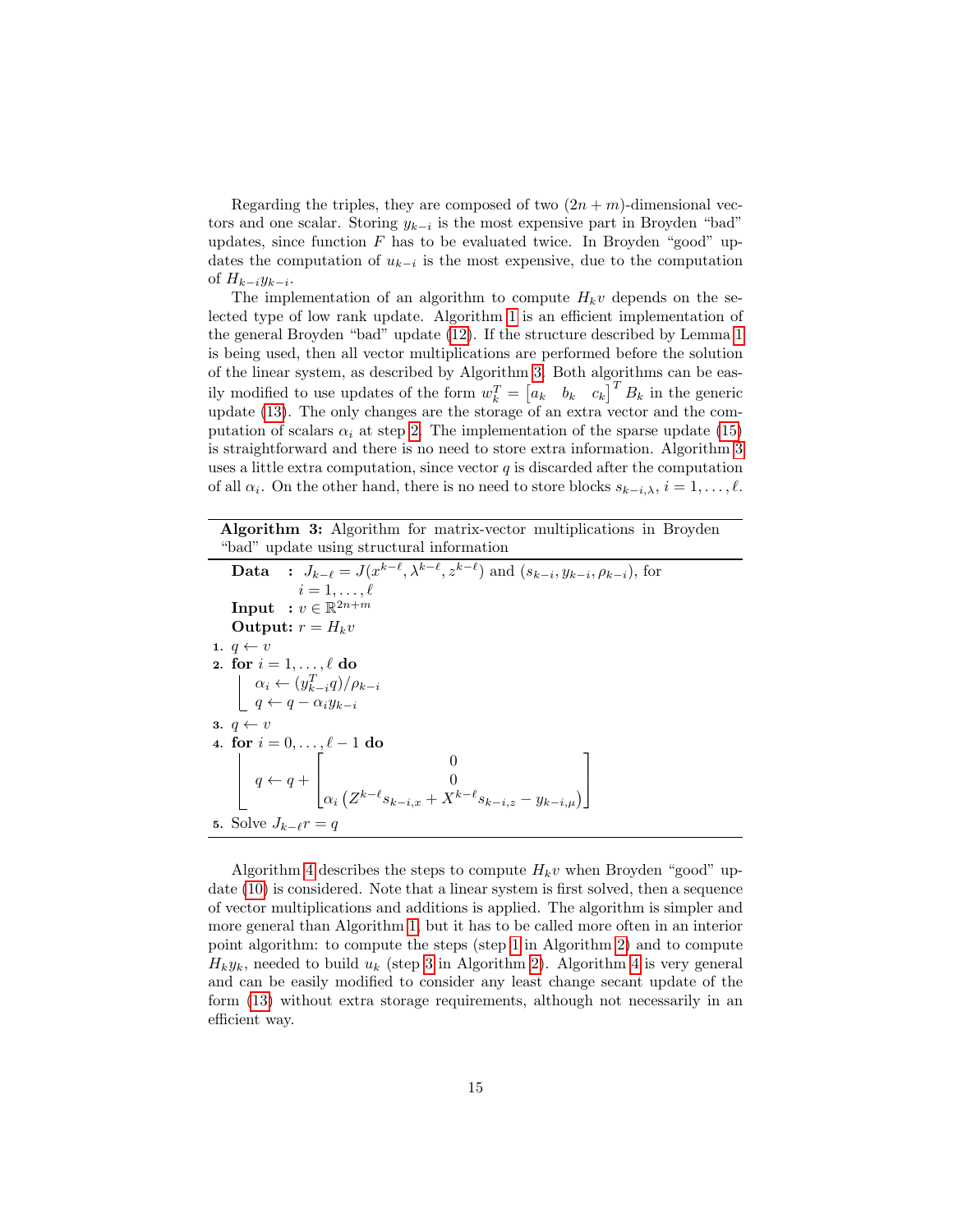Regarding the triples, they are composed of two $(2n+m)$-dimensional vectors and one scalar. Storing $y_{k-i}$ is the most expensive part in Broyden "bad" updates, since function $F$ has to be evaluated twice. In Broyden "good" updates the computation of $u_{k-i}$ is the most expensive, due to the computation of $H_{k-i}y_{k-i}$.

The implementation of an algorithm to compute $H_k v$ depends on the selected type of low rank update. Algorithm 1 is an efficient implementation of the general Broyden "bad" update (12). If the structure described by Lemma 1 is being used, then all vector multiplications are performed before the solution of the linear system, as described by Algorithm 3. Both algorithms can be easily modified to use updates of the form $w_k^T = \begin{bmatrix} a_k & b_k & c_k \end{bmatrix}^T B_k$ in the generic update (13). The only changes are the storage of an extra vector and the computation of scalars $\alpha_i$ at step 2. The implementation of the sparse update (15) is straightforward and there is no need to store extra information. Algorithm 3 uses a little extra computation, since vector $q$ is discarded after the computation of all $\alpha_i$. On the other hand, there is no need to store blocks $s_{k-i,\lambda}$, $i = 1, \ldots, \ell$.

---

**Algorithm 3:** Algorithm for matrix-vector multiplications in Broyden "bad" update using structural information

---

**Data** : $J_{k-\ell} = J(x^{k-\ell}, \lambda^{k-\ell}, z^{k-\ell})$ and $(s_{k-i}, y_{k-i}, \rho_{k-i})$, for $i = 1, \ldots, \ell$

**Input** : $v \in \mathbb{R}^{2n+m}$

**Output:** $r = H_k v$

1. $q \leftarrow v$
2. **for** $i = 1, \ldots, \ell$ **do**
   - $\alpha_i \leftarrow (y_{k-i}^T q)/\rho_{k-i}$
   - $q \leftarrow q - \alpha_i y_{k-i}$
3. $q \leftarrow v$
4. **for** $i = 0, \ldots, \ell - 1$ **do**
   - $q \leftarrow q + \begin{bmatrix} 0 \\ 0 \\ \alpha_i \left( Z^{k-\ell} s_{k-i,x} + X^{k-\ell} s_{k-i,z} - y_{k-i,\mu} \right) \end{bmatrix}$
5. Solve $J_{k-\ell} r = q$

---

Algorithm 4 describes the steps to compute $H_k v$ when Broyden "good" update (10) is considered. Note that a linear system is first solved, then a sequence of vector multiplications and additions is applied. The algorithm is simpler and more general than Algorithm 1, but it has to be called more often in an interior point algorithm: to compute the steps (step 1 in Algorithm 2) and to compute $H_k y_k$, needed to build $u_k$ (step 3 in Algorithm 2). Algorithm 4 is very general and can be easily modified to consider any least change secant update of the form (13) without extra storage requirements, although not necessarily in an efficient way.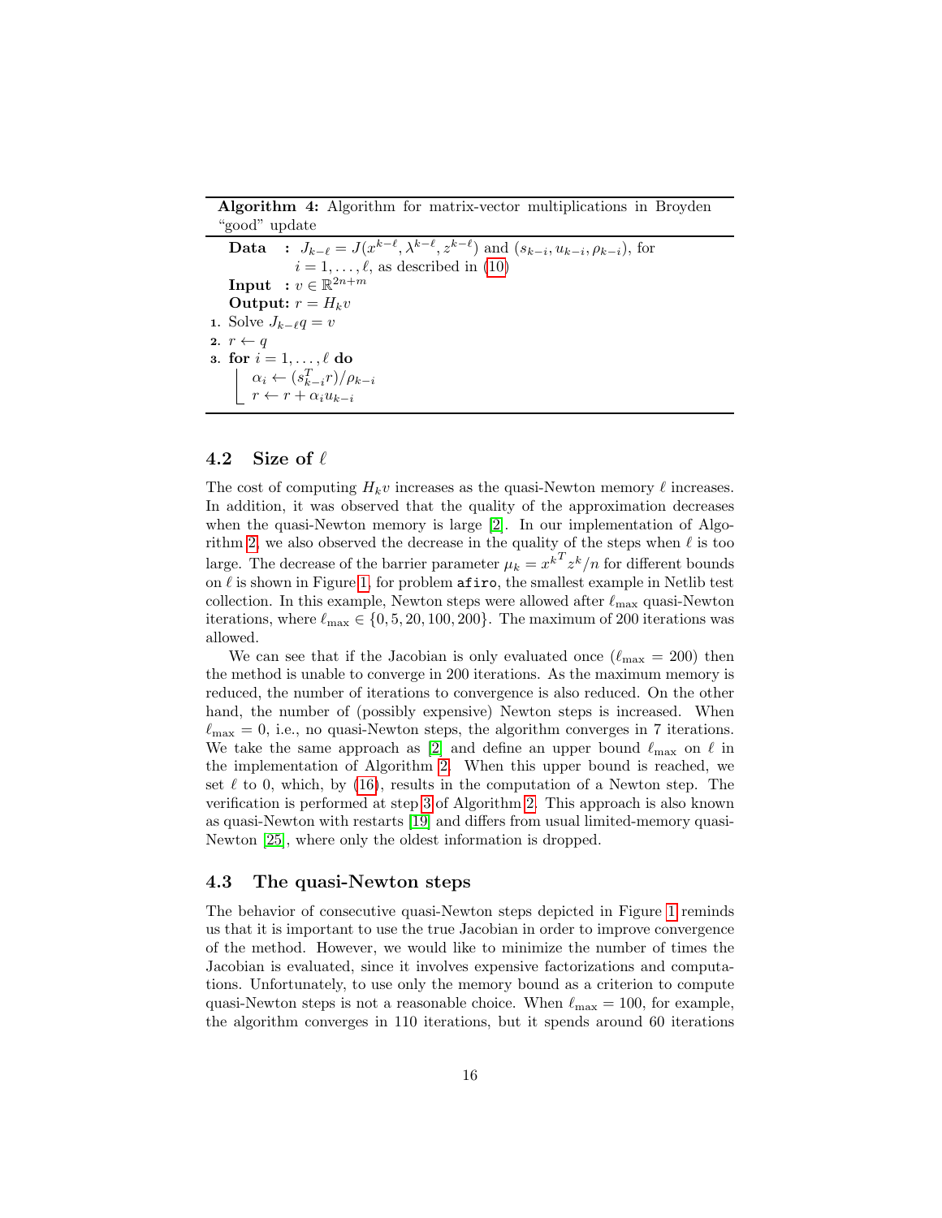**Algorithm 4:** Algorithm for matrix-vector multiplications in Broyden "good" update

**Data :** $J_{k-\ell} = J(x^{k-\ell}, \lambda^{k-\ell}, z^{k-\ell})$ and $(s_{k-i}, u_{k-i}, \rho_{k-i})$, for $i = 1, \ldots, \ell$, as described in (10)

**Input :** $v \in \mathbb{R}^{2n+m}$

**Output:** $r = H_k v$

1. Solve $J_{k-\ell} q = v$
2. $r \leftarrow q$
3. **for** $i = 1, \ldots, \ell$ **do**
   - $\alpha_i \leftarrow (s_{k-i}^T r)/\rho_{k-i}$
   - $r \leftarrow r + \alpha_i u_{k-i}$

### 4.2 Size of $\ell$

The cost of computing $H_k v$ increases as the quasi-Newton memory $\ell$ increases. In addition, it was observed that the quality of the approximation decreases when the quasi-Newton memory is large [2]. In our implementation of Algorithm 2, we also observed the decrease in the quality of the steps when $\ell$ is too large. The decrease of the barrier parameter $\mu_k = {x^k}^T z^k / n$ for different bounds on $\ell$ is shown in Figure 1, for problem `afiro`, the smallest example in Netlib test collection. In this example, Newton steps were allowed after $\ell_{\max}$ quasi-Newton iterations, where $\ell_{\max} \in \{0, 5, 20, 100, 200\}$. The maximum of 200 iterations was allowed.

We can see that if the Jacobian is only evaluated once ($\ell_{\max} = 200$) then the method is unable to converge in 200 iterations. As the maximum memory is reduced, the number of iterations to convergence is also reduced. On the other hand, the number of (possibly expensive) Newton steps is increased. When $\ell_{\max} = 0$, i.e., no quasi-Newton steps, the algorithm converges in 7 iterations. We take the same approach as [2] and define an upper bound $\ell_{\max}$ on $\ell$ in the implementation of Algorithm 2. When this upper bound is reached, we set $\ell$ to 0, which, by (16), results in the computation of a Newton step. The verification is performed at step 3 of Algorithm 2. This approach is also known as quasi-Newton with restarts [19] and differs from usual limited-memory quasi-Newton [25], where only the oldest information is dropped.

### 4.3 The quasi-Newton steps

The behavior of consecutive quasi-Newton steps depicted in Figure 1 reminds us that it is important to use the true Jacobian in order to improve convergence of the method. However, we would like to minimize the number of times the Jacobian is evaluated, since it involves expensive factorizations and computations. Unfortunately, to use only the memory bound as a criterion to compute quasi-Newton steps is not a reasonable choice. When $\ell_{\max} = 100$, for example, the algorithm converges in 110 iterations, but it spends around 60 iterations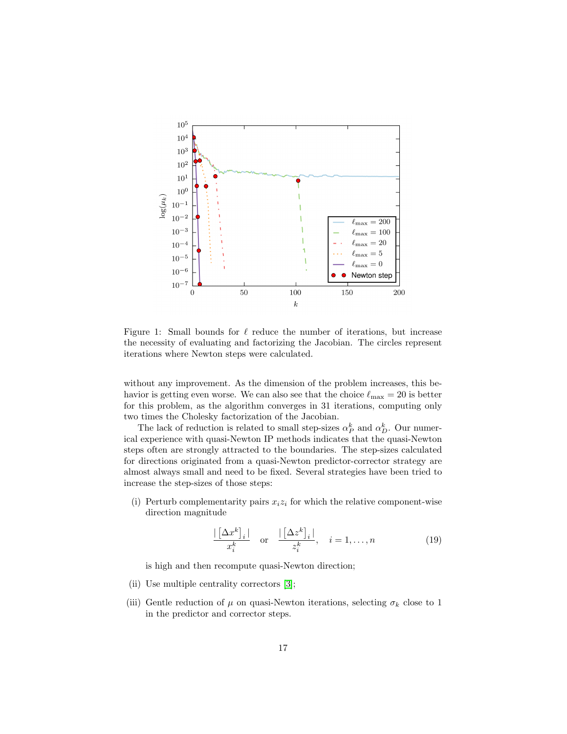Figure 1: Small bounds for $\ell$ reduce the number of iterations, but increase the necessity of evaluating and factorizing the Jacobian. The circles represent iterations where Newton steps were calculated.

without any improvement. As the dimension of the problem increases, this behavior is getting even worse. We can also see that the choice $\ell_{\max} = 20$ is better for this problem, as the algorithm converges in 31 iterations, computing only two times the Cholesky factorization of the Jacobian.

The lack of reduction is related to small step-sizes $\alpha_P^k$ and $\alpha_D^k$. Our numerical experience with quasi-Newton IP methods indicates that the quasi-Newton steps often are strongly attracted to the boundaries. The step-sizes calculated for directions originated from a quasi-Newton predictor-corrector strategy are almost always small and need to be fixed. Several strategies have been tried to increase the step-sizes of those steps:

(i) Perturb complementarity pairs $x_i z_i$ for which the relative component-wise direction magnitude

$$\frac{|\left[\Delta x^k\right]_i|}{x_i^k} \quad \text{or} \quad \frac{|\left[\Delta z^k\right]_i|}{z_i^k}, \quad i = 1, \ldots, n \tag{19}$$

is high and then recompute quasi-Newton direction;

(ii) Use multiple centrality correctors [3];

(iii) Gentle reduction of $\mu$ on quasi-Newton iterations, selecting $\sigma_k$ close to 1 in the predictor and corrector steps.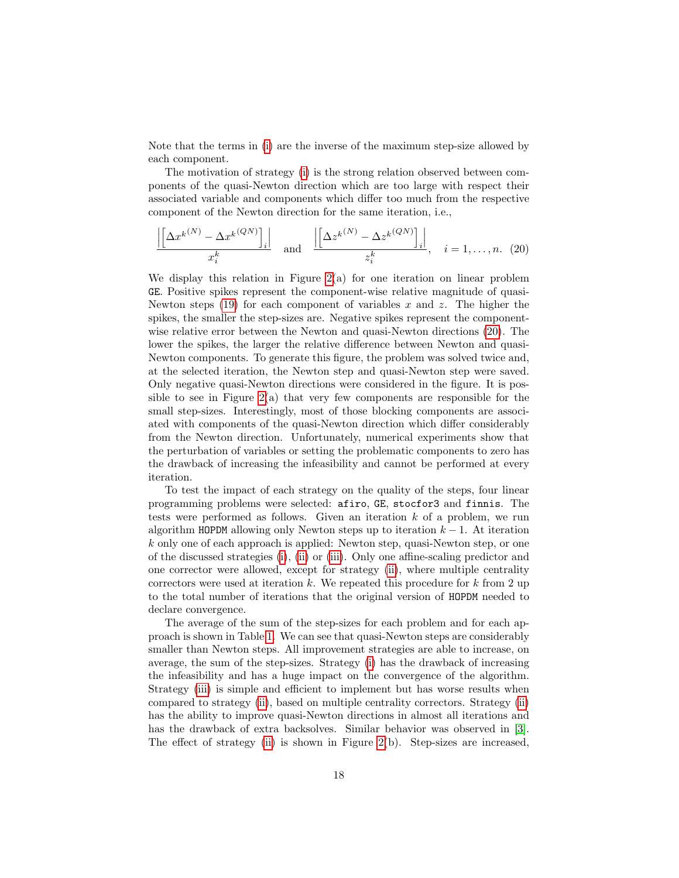Note that the terms in (i) are the inverse of the maximum step-size allowed by each component.

The motivation of strategy (i) is the strong relation observed between components of the quasi-Newton direction which are too large with respect their associated variable and components which differ too much from the respective component of the Newton direction for the same iteration, i.e.,

$$\frac{\left|\left[\Delta x^{k(N)} - \Delta x^{k(QN)}\right]_i\right|}{x_i^k} \quad \text{and} \quad \frac{\left|\left[\Delta z^{k(N)} - \Delta z^{k(QN)}\right]_i\right|}{z_i^k}, \quad i = 1, \ldots, n. \tag{20}$$

We display this relation in Figure 2(a) for one iteration on linear problem `GE`. Positive spikes represent the component-wise relative magnitude of quasi-Newton steps (19) for each component of variables $x$ and $z$. The higher the spikes, the smaller the step-sizes are. Negative spikes represent the component-wise relative error between the Newton and quasi-Newton directions (20). The lower the spikes, the larger the relative difference between Newton and quasi-Newton components. To generate this figure, the problem was solved twice and, at the selected iteration, the Newton step and quasi-Newton step were saved. Only negative quasi-Newton directions were considered in the figure. It is possible to see in Figure 2(a) that very few components are responsible for the small step-sizes. Interestingly, most of those blocking components are associated with components of the quasi-Newton direction which differ considerably from the Newton direction. Unfortunately, numerical experiments show that the perturbation of variables or setting the problematic components to zero has the drawback of increasing the infeasibility and cannot be performed at every iteration.

To test the impact of each strategy on the quality of the steps, four linear programming problems were selected: `afiro`, `GE`, `stocfor3` and `finnis`. The tests were performed as follows. Given an iteration $k$ of a problem, we run algorithm `HOPDM` allowing only Newton steps up to iteration $k-1$. At iteration $k$ only one of each approach is applied: Newton step, quasi-Newton step, or one of the discussed strategies (i), (ii) or (iii). Only one affine-scaling predictor and one corrector were allowed, except for strategy (ii), where multiple centrality correctors were used at iteration $k$. We repeated this procedure for $k$ from 2 up to the total number of iterations that the original version of `HOPDM` needed to declare convergence.

The average of the sum of the step-sizes for each problem and for each approach is shown in Table 1. We can see that quasi-Newton steps are considerably smaller than Newton steps. All improvement strategies are able to increase, on average, the sum of the step-sizes. Strategy (i) has the drawback of increasing the infeasibility and has a huge impact on the convergence of the algorithm. Strategy (iii) is simple and efficient to implement but has worse results when compared to strategy (ii), based on multiple centrality correctors. Strategy (ii) has the ability to improve quasi-Newton directions in almost all iterations and has the drawback of extra backsolves. Similar behavior was observed in [3]. The effect of strategy (ii) is shown in Figure 2(b). Step-sizes are increased,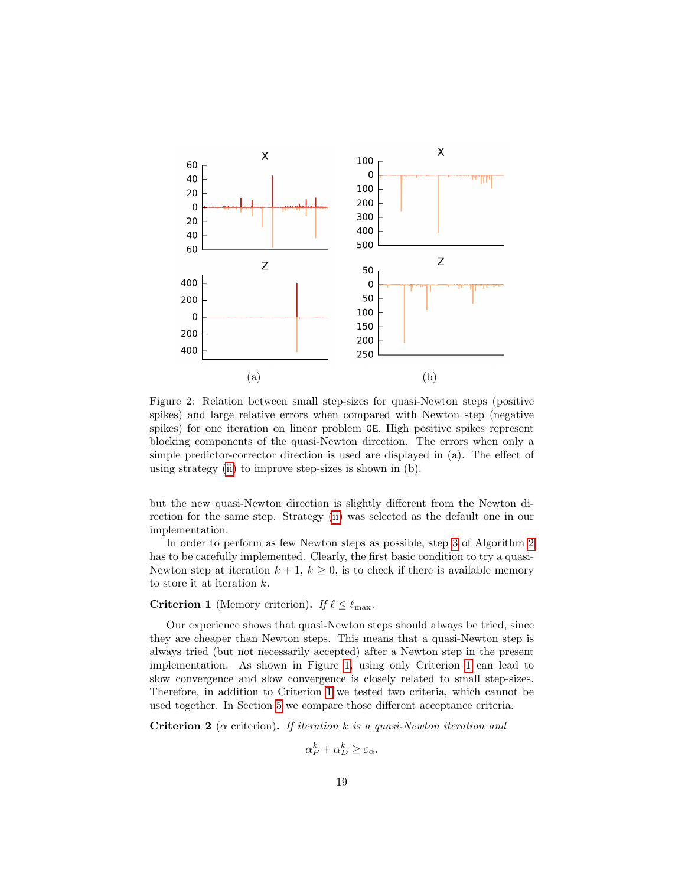Figure 2: Relation between small step-sizes for quasi-Newton steps (positive spikes) and large relative errors when compared with Newton step (negative spikes) for one iteration on linear problem GE. High positive spikes represent blocking components of the quasi-Newton direction. The errors when only a simple predictor-corrector direction is used are displayed in (a). The effect of using strategy (ii) to improve step-sizes is shown in (b).

but the new quasi-Newton direction is slightly different from the Newton direction for the same step. Strategy (ii) was selected as the default one in our implementation.

In order to perform as few Newton steps as possible, step 3 of Algorithm 2 has to be carefully implemented. Clearly, the first basic condition to try a quasi-Newton step at iteration $k+1$, $k \geq 0$, is to check if there is available memory to store it at iteration $k$.

**Criterion 1** (Memory criterion)**.** *If* $\ell \leq \ell_{\max}$.

Our experience shows that quasi-Newton steps should always be tried, since they are cheaper than Newton steps. This means that a quasi-Newton step is always tried (but not necessarily accepted) after a Newton step in the present implementation. As shown in Figure 1, using only Criterion 1 can lead to slow convergence and slow convergence is closely related to small step-sizes. Therefore, in addition to Criterion 1 we tested two criteria, which cannot be used together. In Section 5 we compare those different acceptance criteria.

**Criterion 2** ($\alpha$ criterion)**.** *If iteration* $k$ *is a quasi-Newton iteration and*

$$\alpha_P^k + \alpha_D^k \geq \varepsilon_\alpha.$$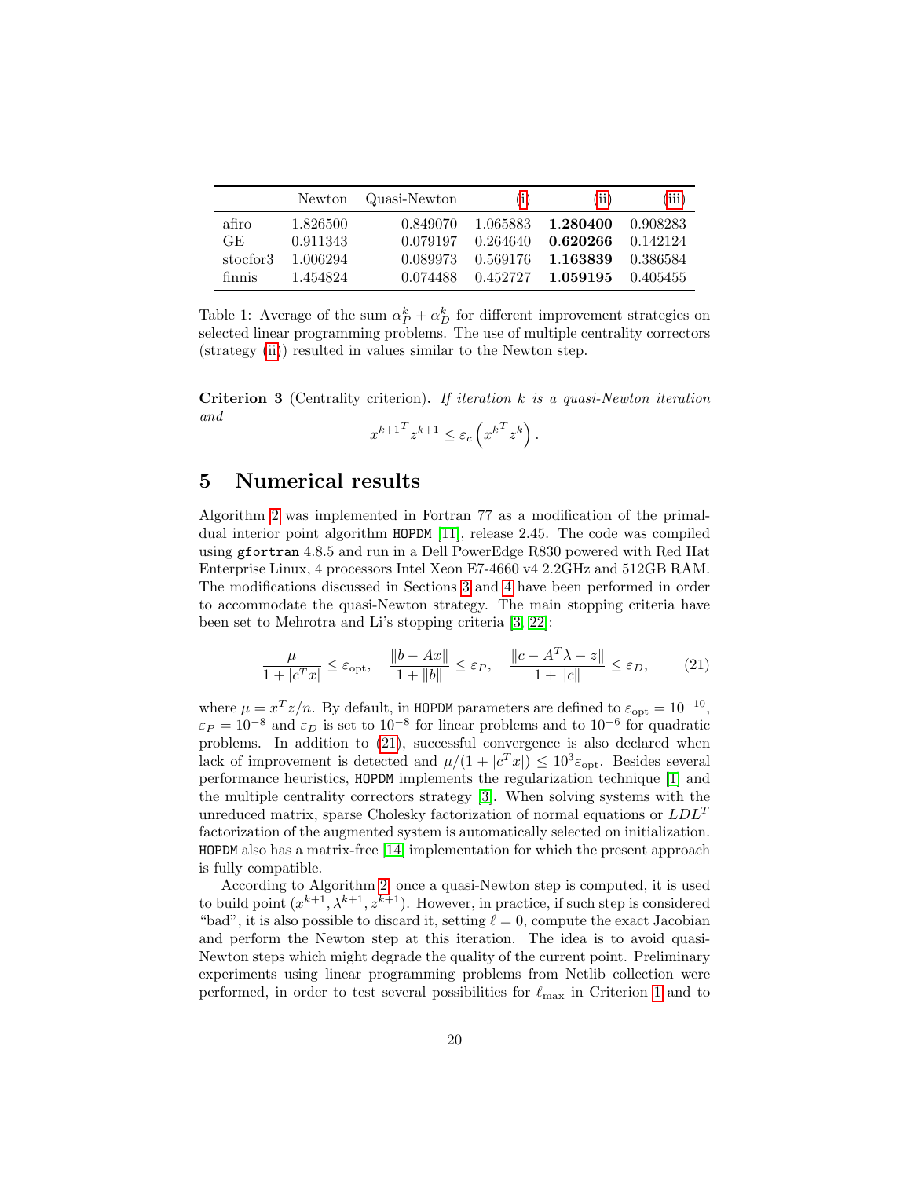|  | Newton | Quasi-Newton | (i) | (ii) | (iii) |
|---|---|---|---|---|---|
| afiro | 1.826500 | 0.849070 | 1.065883 | **1.280400** | 0.908283 |
| GE | 0.911343 | 0.079197 | 0.264640 | **0.620266** | 0.142124 |
| stocfor3 | 1.006294 | 0.089973 | 0.569176 | **1.163839** | 0.386584 |
| finnis | 1.454824 | 0.074488 | 0.452727 | **1.059195** | 0.405455 |

Table 1: Average of the sum $\alpha_P^k + \alpha_D^k$ for different improvement strategies on selected linear programming problems. The use of multiple centrality correctors (strategy (ii)) resulted in values similar to the Newton step.

**Criterion 3** (Centrality criterion)**.** *If iteration $k$ is a quasi-Newton iteration and*

$$x^{k+1^T} z^{k+1} \leq \varepsilon_c \left( x^{k^T} z^k \right).$$

# 5 Numerical results

Algorithm 2 was implemented in Fortran 77 as a modification of the primal-dual interior point algorithm `HOPDM` [11], release 2.45. The code was compiled using `gfortran` 4.8.5 and run in a Dell PowerEdge R830 powered with Red Hat Enterprise Linux, 4 processors Intel Xeon E7-4660 v4 2.2GHz and 512GB RAM. The modifications discussed in Sections 3 and 4 have been performed in order to accommodate the quasi-Newton strategy. The main stopping criteria have been set to Mehrotra and Li's stopping criteria [3, 22]:

$$\frac{\mu}{1 + |c^T x|} \leq \varepsilon_{\text{opt}}, \quad \frac{\|b - Ax\|}{1 + \|b\|} \leq \varepsilon_P, \quad \frac{\|c - A^T \lambda - z\|}{1 + \|c\|} \leq \varepsilon_D, \tag{21}$$

where $\mu = x^T z / n$. By default, in `HOPDM` parameters are defined to $\varepsilon_{\text{opt}} = 10^{-10}$, $\varepsilon_P = 10^{-8}$ and $\varepsilon_D$ is set to $10^{-8}$ for linear problems and to $10^{-6}$ for quadratic problems. In addition to (21), successful convergence is also declared when lack of improvement is detected and $\mu/(1 + |c^T x|) \leq 10^3 \varepsilon_{\text{opt}}$. Besides several performance heuristics, `HOPDM` implements the regularization technique [1] and the multiple centrality correctors strategy [3]. When solving systems with the unreduced matrix, sparse Cholesky factorization of normal equations or $LDL^T$ factorization of the augmented system is automatically selected on initialization. `HOPDM` also has a matrix-free [14] implementation for which the present approach is fully compatible.

According to Algorithm 2, once a quasi-Newton step is computed, it is used to build point $(x^{k+1}, \lambda^{k+1}, z^{k+1})$. However, in practice, if such step is considered "bad", it is also possible to discard it, setting $\ell = 0$, compute the exact Jacobian and perform the Newton step at this iteration. The idea is to avoid quasi-Newton steps which might degrade the quality of the current point. Preliminary experiments using linear programming problems from Netlib collection were performed, in order to test several possibilities for $\ell_{\max}$ in Criterion 1 and to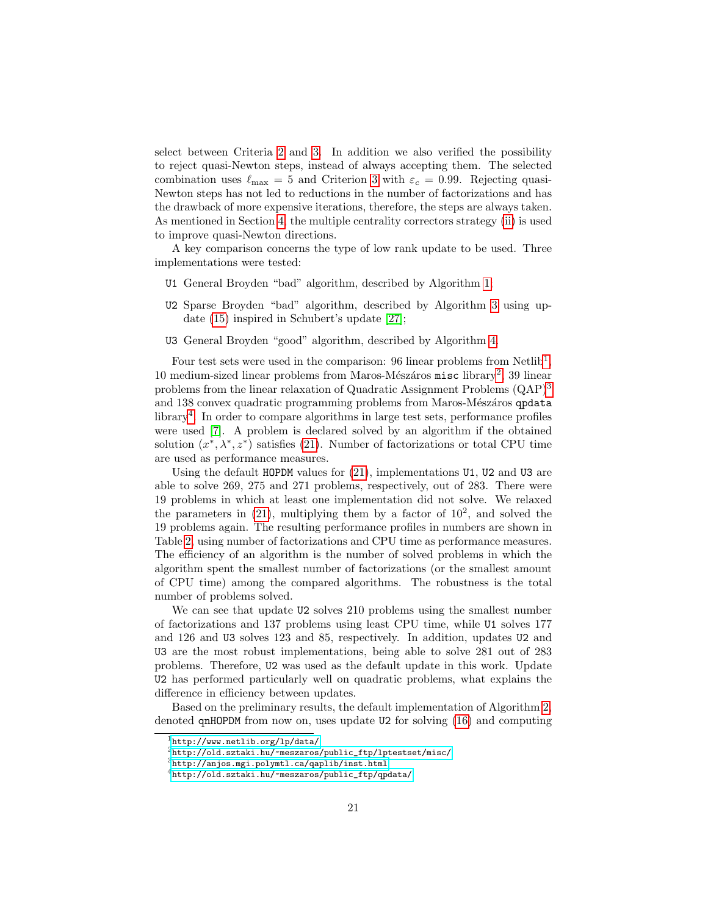select between Criteria 2 and 3. In addition we also verified the possibility to reject quasi-Newton steps, instead of always accepting them. The selected combination uses $\ell_{\max} = 5$ and Criterion 3 with $\varepsilon_c = 0.99$. Rejecting quasi-Newton steps has not led to reductions in the number of factorizations and has the drawback of more expensive iterations, therefore, the steps are always taken. As mentioned in Section 4, the multiple centrality correctors strategy (ii) is used to improve quasi-Newton directions.

A key comparison concerns the type of low rank update to be used. Three implementations were tested:

- `U1` General Broyden "bad" algorithm, described by Algorithm 1;
- `U2` Sparse Broyden "bad" algorithm, described by Algorithm 3 using update (15) inspired in Schubert's update [27];
- `U3` General Broyden "good" algorithm, described by Algorithm 4.

Four test sets were used in the comparison: 96 linear problems from Netlib[1], 10 medium-sized linear problems from Maros-Mészáros `misc` library[2], 39 linear problems from the linear relaxation of Quadratic Assignment Problems (QAP)[3] and 138 convex quadratic programming problems from Maros-Mészáros `qpdata` library[4]. In order to compare algorithms in large test sets, performance profiles were used [7]. A problem is declared solved by an algorithm if the obtained solution $(x^*, \lambda^*, z^*)$ satisfies (21). Number of factorizations or total CPU time are used as performance measures.

Using the default `HOPDM` values for (21), implementations `U1`, `U2` and `U3` are able to solve 269, 275 and 271 problems, respectively, out of 283. There were 19 problems in which at least one implementation did not solve. We relaxed the parameters in (21), multiplying them by a factor of $10^2$, and solved the 19 problems again. The resulting performance profiles in numbers are shown in Table 2, using number of factorizations and CPU time as performance measures. The efficiency of an algorithm is the number of solved problems in which the algorithm spent the smallest number of factorizations (or the smallest amount of CPU time) among the compared algorithms. The robustness is the total number of problems solved.

We can see that update `U2` solves 210 problems using the smallest number of factorizations and 137 problems using least CPU time, while `U1` solves 177 and 126 and `U3` solves 123 and 85, respectively. In addition, updates `U2` and `U3` are the most robust implementations, being able to solve 281 out of 283 problems. Therefore, `U2` was used as the default update in this work. Update `U2` has performed particularly well on quadratic problems, what explains the difference in efficiency between updates.

Based on the preliminary results, the default implementation of Algorithm 2, denoted `qnHOPDM` from now on, uses update `U2` for solving (16) and computing

[1] http://www.netlib.org/lp/data/

[2] http://old.sztaki.hu/~meszaros/public_ftp/lptestset/misc/

[3] http://anjos.mgi.polymtl.ca/qaplib/inst.html

[4] http://old.sztaki.hu/~meszaros/public_ftp/qpdata/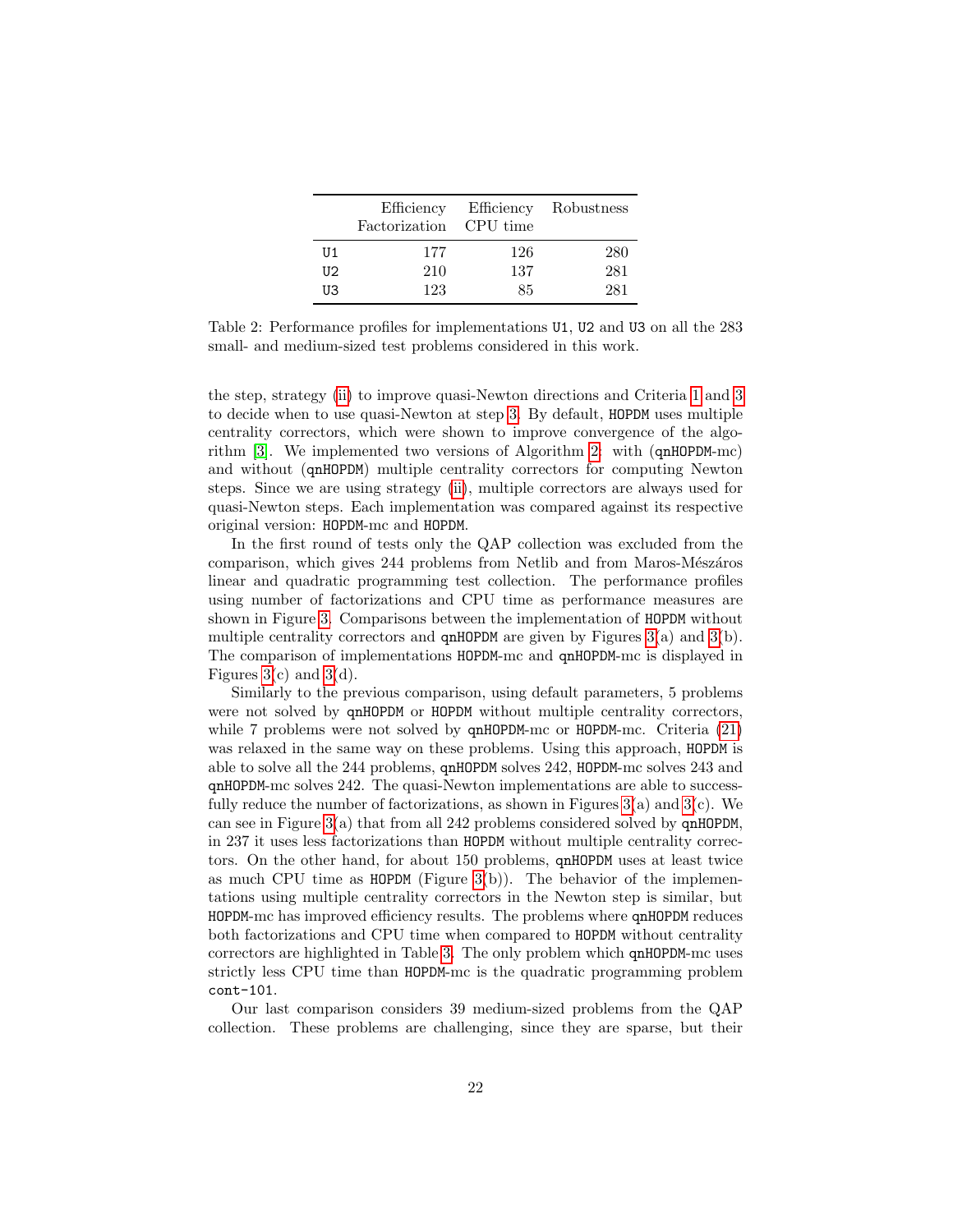|  | Efficiency Factorization | Efficiency CPU time | Robustness |
|---|---|---|---|
| U1 | 177 | 126 | 280 |
| U2 | 210 | 137 | 281 |
| U3 | 123 | 85 | 281 |

Table 2: Performance profiles for implementations U1, U2 and U3 on all the 283 small- and medium-sized test problems considered in this work.

the step, strategy (ii) to improve quasi-Newton directions and Criteria 1 and 3 to decide when to use quasi-Newton at step 3. By default, HOPDM uses multiple centrality correctors, which were shown to improve convergence of the algorithm [3]. We implemented two versions of Algorithm 2: with (qnHOPDM-mc) and without (qnHOPDM) multiple centrality correctors for computing Newton steps. Since we are using strategy (ii), multiple correctors are always used for quasi-Newton steps. Each implementation was compared against its respective original version: HOPDM-mc and HOPDM.

In the first round of tests only the QAP collection was excluded from the comparison, which gives 244 problems from Netlib and from Maros-Mészáros linear and quadratic programming test collection. The performance profiles using number of factorizations and CPU time as performance measures are shown in Figure 3. Comparisons between the implementation of HOPDM without multiple centrality correctors and qnHOPDM are given by Figures 3(a) and 3(b). The comparison of implementations HOPDM-mc and qnHOPDM-mc is displayed in Figures 3(c) and 3(d).

Similarly to the previous comparison, using default parameters, 5 problems were not solved by qnHOPDM or HOPDM without multiple centrality correctors, while 7 problems were not solved by qnHOPDM-mc or HOPDM-mc. Criteria (21) was relaxed in the same way on these problems. Using this approach, HOPDM is able to solve all the 244 problems, qnHOPDM solves 242, HOPDM-mc solves 243 and qnHOPDM-mc solves 242. The quasi-Newton implementations are able to successfully reduce the number of factorizations, as shown in Figures 3(a) and 3(c). We can see in Figure 3(a) that from all 242 problems considered solved by qnHOPDM, in 237 it uses less factorizations than HOPDM without multiple centrality correctors. On the other hand, for about 150 problems, qnHOPDM uses at least twice as much CPU time as HOPDM (Figure 3(b)). The behavior of the implementations using multiple centrality correctors in the Newton step is similar, but HOPDM-mc has improved efficiency results. The problems where qnHOPDM reduces both factorizations and CPU time when compared to HOPDM without centrality correctors are highlighted in Table 3. The only problem which qnHOPDM-mc uses strictly less CPU time than HOPDM-mc is the quadratic programming problem cont-101.

Our last comparison considers 39 medium-sized problems from the QAP collection. These problems are challenging, since they are sparse, but their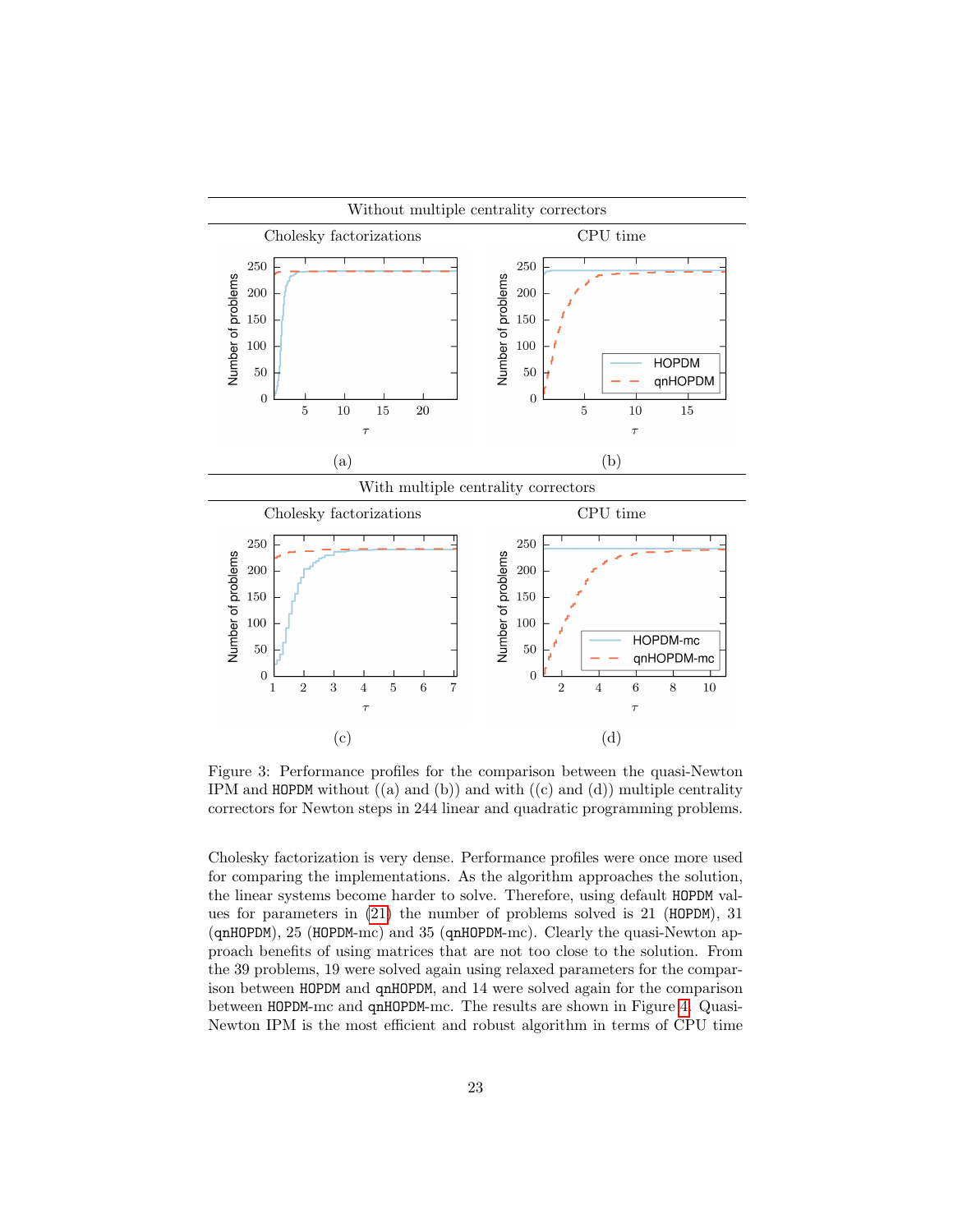Without multiple centrality correctors

Cholesky factorizations — CPU time

(a) (b)

With multiple centrality correctors

Cholesky factorizations — CPU time

(c) (d)

Figure 3: Performance profiles for the comparison between the quasi-Newton IPM and HOPDM without ((a) and (b)) and with ((c) and (d)) multiple centrality correctors for Newton steps in 244 linear and quadratic programming problems.

Cholesky factorization is very dense. Performance profiles were once more used for comparing the implementations. As the algorithm approaches the solution, the linear systems become harder to solve. Therefore, using default HOPDM values for parameters in (21) the number of problems solved is 21 (HOPDM), 31 (qnHOPDM), 25 (HOPDM-mc) and 35 (qnHOPDM-mc). Clearly the quasi-Newton approach benefits of using matrices that are not too close to the solution. From the 39 problems, 19 were solved again using relaxed parameters for the comparison between HOPDM and qnHOPDM, and 14 were solved again for the comparison between HOPDM-mc and qnHOPDM-mc. The results are shown in Figure 4. Quasi-Newton IPM is the most efficient and robust algorithm in terms of CPU time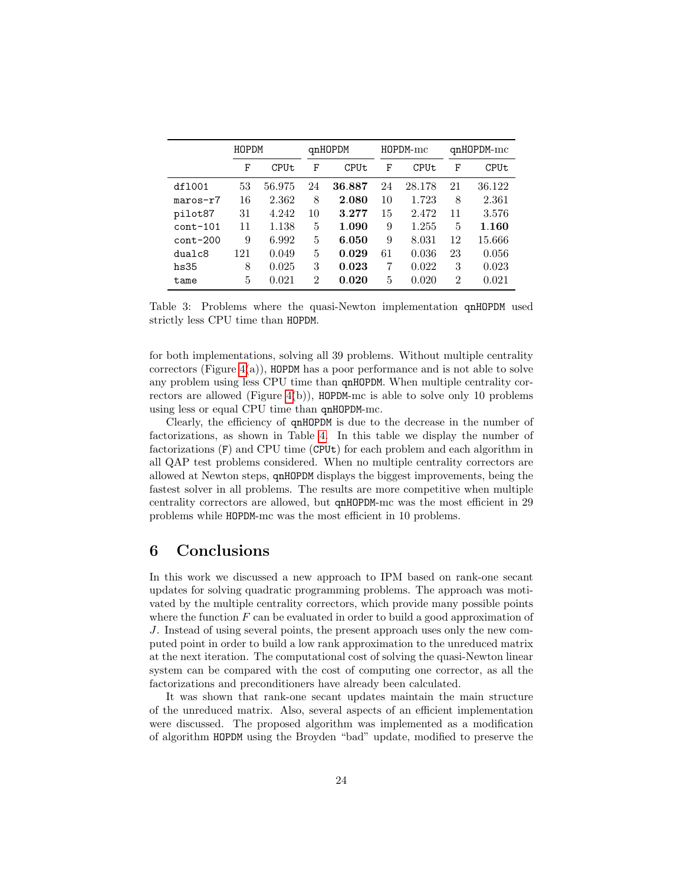| | HOPDM | | qnHOPDM | | HOPDM-mc | | qnHOPDM-mc | |
|---|---|---|---|---|---|---|---|---|
| | F | CPUt | F | CPUt | F | CPUt | F | CPUt |
| dfl001 | 53 | 56.975 | 24 | **36.887** | 24 | 28.178 | 21 | 36.122 |
| maros-r7 | 16 | 2.362 | 8 | **2.080** | 10 | 1.723 | 8 | 2.361 |
| pilot87 | 31 | 4.242 | 10 | **3.277** | 15 | 2.472 | 11 | 3.576 |
| cont-101 | 11 | 1.138 | 5 | **1.090** | 9 | 1.255 | 5 | **1.160** |
| cont-200 | 9 | 6.992 | 5 | **6.050** | 9 | 8.031 | 12 | 15.666 |
| dualc8 | 121 | 0.049 | 5 | **0.029** | 61 | 0.036 | 23 | 0.056 |
| hs35 | 8 | 0.025 | 3 | **0.023** | 7 | 0.022 | 3 | 0.023 |
| tame | 5 | 0.021 | 2 | **0.020** | 5 | 0.020 | 2 | 0.021 |

Table 3: Problems where the quasi-Newton implementation qnHOPDM used strictly less CPU time than HOPDM.

for both implementations, solving all 39 problems. Without multiple centrality correctors (Figure 4(a)), HOPDM has a poor performance and is not able to solve any problem using less CPU time than qnHOPDM. When multiple centrality correctors are allowed (Figure 4(b)), HOPDM-mc is able to solve only 10 problems using less or equal CPU time than qnHOPDM-mc.

Clearly, the efficiency of qnHOPDM is due to the decrease in the number of factorizations, as shown in Table 4. In this table we display the number of factorizations (F) and CPU time (CPUt) for each problem and each algorithm in all QAP test problems considered. When no multiple centrality correctors are allowed at Newton steps, qnHOPDM displays the biggest improvements, being the fastest solver in all problems. The results are more competitive when multiple centrality correctors are allowed, but qnHOPDM-mc was the most efficient in 29 problems while HOPDM-mc was the most efficient in 10 problems.

## 6 Conclusions

In this work we discussed a new approach to IPM based on rank-one secant updates for solving quadratic programming problems. The approach was motivated by the multiple centrality correctors, which provide many possible points where the function $F$ can be evaluated in order to build a good approximation of $J$. Instead of using several points, the present approach uses only the new computed point in order to build a low rank approximation to the unreduced matrix at the next iteration. The computational cost of solving the quasi-Newton linear system can be compared with the cost of computing one corrector, as all the factorizations and preconditioners have already been calculated.

It was shown that rank-one secant updates maintain the main structure of the unreduced matrix. Also, several aspects of an efficient implementation were discussed. The proposed algorithm was implemented as a modification of algorithm HOPDM using the Broyden "bad" update, modified to preserve the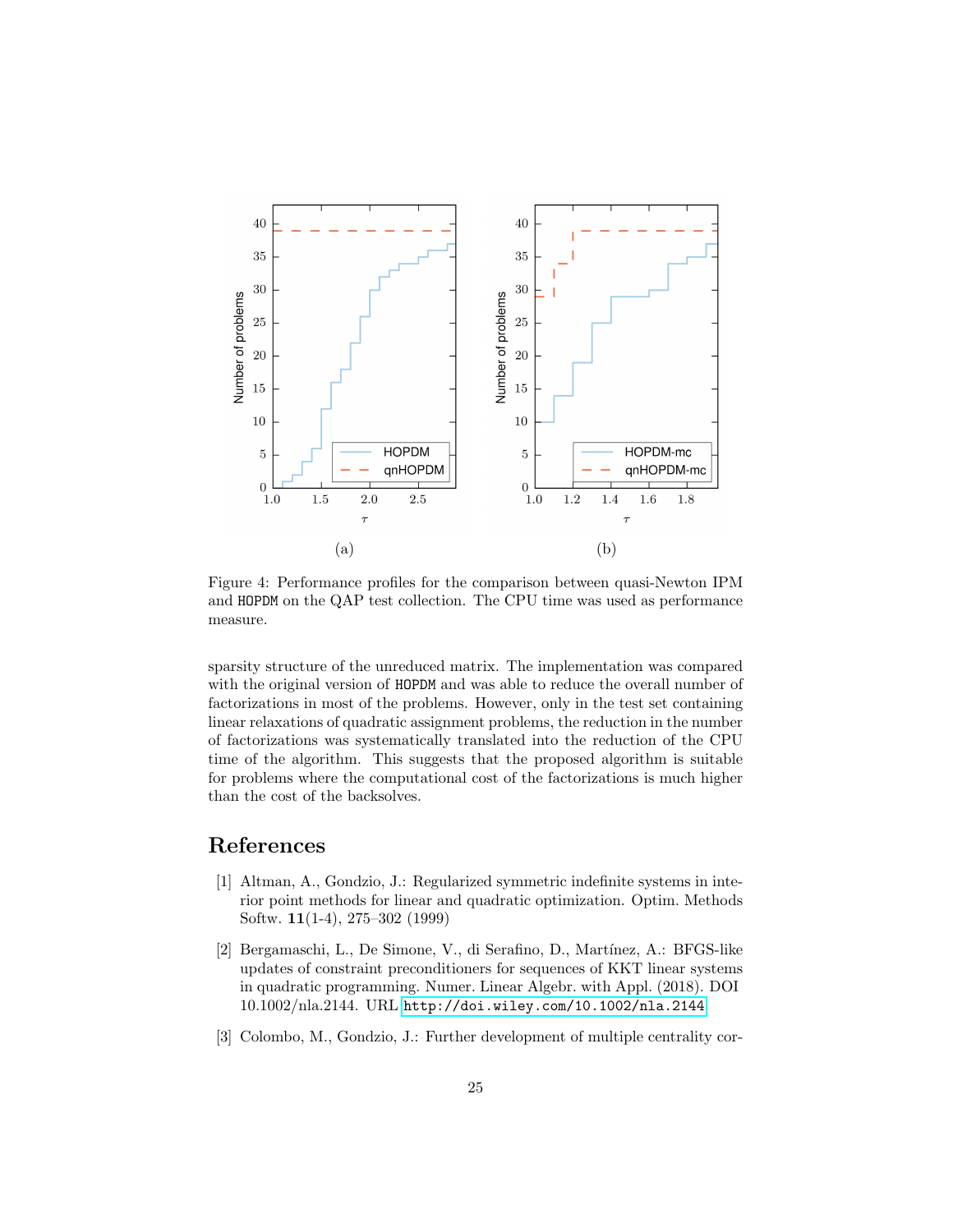(a)

(b)

Figure 4: Performance profiles for the comparison between quasi-Newton IPM and HOPDM on the QAP test collection. The CPU time was used as performance measure.

sparsity structure of the unreduced matrix. The implementation was compared with the original version of HOPDM and was able to reduce the overall number of factorizations in most of the problems. However, only in the test set containing linear relaxations of quadratic assignment problems, the reduction in the number of factorizations was systematically translated into the reduction of the CPU time of the algorithm. This suggests that the proposed algorithm is suitable for problems where the computational cost of the factorizations is much higher than the cost of the backsolves.

## References

[1] Altman, A., Gondzio, J.: Regularized symmetric indefinite systems in interior point methods for linear and quadratic optimization. Optim. Methods Softw. **11**(1-4), 275–302 (1999)

[2] Bergamaschi, L., De Simone, V., di Serafino, D., Martínez, A.: BFGS-like updates of constraint preconditioners for sequences of KKT linear systems in quadratic programming. Numer. Linear Algebr. with Appl. (2018). DOI 10.1002/nla.2144. URL http://doi.wiley.com/10.1002/nla.2144

[3] Colombo, M., Gondzio, J.: Further development of multiple centrality cor-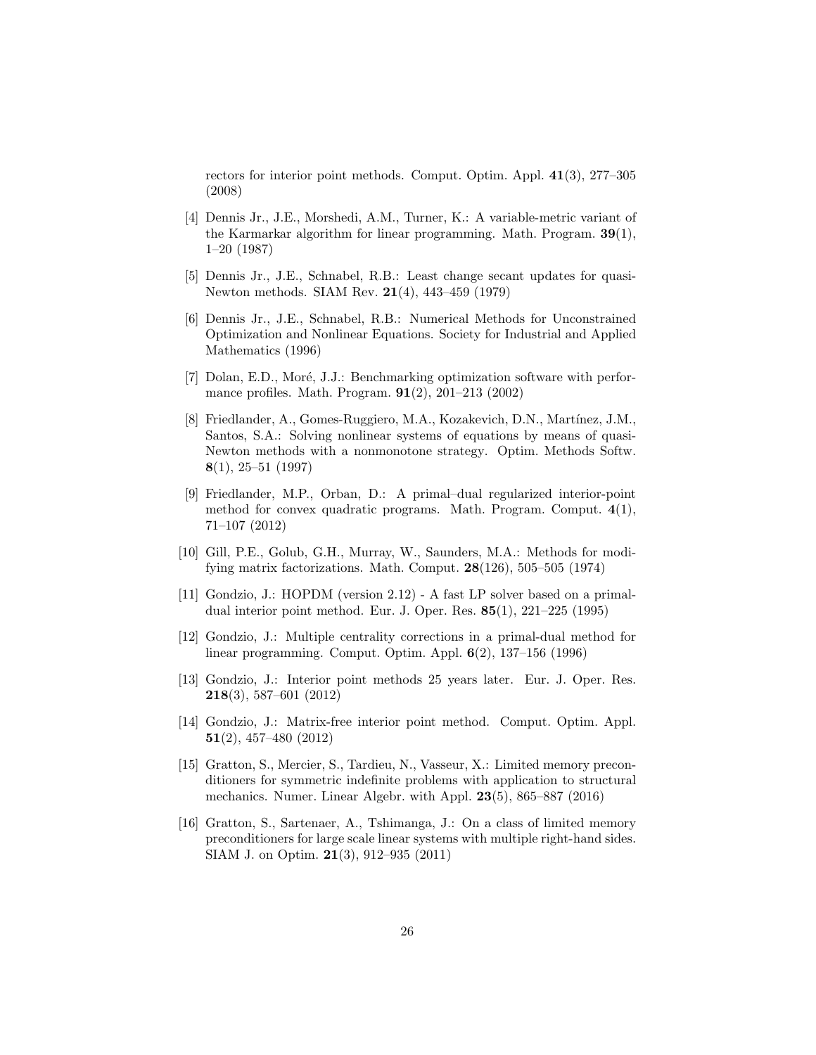rectors for interior point methods. Comput. Optim. Appl. **41**(3), 277–305 (2008)

[4] Dennis Jr., J.E., Morshedi, A.M., Turner, K.: A variable-metric variant of the Karmarkar algorithm for linear programming. Math. Program. **39**(1), 1–20 (1987)

[5] Dennis Jr., J.E., Schnabel, R.B.: Least change secant updates for quasi-Newton methods. SIAM Rev. **21**(4), 443–459 (1979)

[6] Dennis Jr., J.E., Schnabel, R.B.: Numerical Methods for Unconstrained Optimization and Nonlinear Equations. Society for Industrial and Applied Mathematics (1996)

[7] Dolan, E.D., Moré, J.J.: Benchmarking optimization software with performance profiles. Math. Program. **91**(2), 201–213 (2002)

[8] Friedlander, A., Gomes-Ruggiero, M.A., Kozakevich, D.N., Martínez, J.M., Santos, S.A.: Solving nonlinear systems of equations by means of quasi-Newton methods with a nonmonotone strategy. Optim. Methods Softw. **8**(1), 25–51 (1997)

[9] Friedlander, M.P., Orban, D.: A primal–dual regularized interior-point method for convex quadratic programs. Math. Program. Comput. **4**(1), 71–107 (2012)

[10] Gill, P.E., Golub, G.H., Murray, W., Saunders, M.A.: Methods for modifying matrix factorizations. Math. Comput. **28**(126), 505–505 (1974)

[11] Gondzio, J.: HOPDM (version 2.12) - A fast LP solver based on a primal-dual interior point method. Eur. J. Oper. Res. **85**(1), 221–225 (1995)

[12] Gondzio, J.: Multiple centrality corrections in a primal-dual method for linear programming. Comput. Optim. Appl. **6**(2), 137–156 (1996)

[13] Gondzio, J.: Interior point methods 25 years later. Eur. J. Oper. Res. **218**(3), 587–601 (2012)

[14] Gondzio, J.: Matrix-free interior point method. Comput. Optim. Appl. **51**(2), 457–480 (2012)

[15] Gratton, S., Mercier, S., Tardieu, N., Vasseur, X.: Limited memory preconditioners for symmetric indefinite problems with application to structural mechanics. Numer. Linear Algebr. with Appl. **23**(5), 865–887 (2016)

[16] Gratton, S., Sartenaer, A., Tshimanga, J.: On a class of limited memory preconditioners for large scale linear systems with multiple right-hand sides. SIAM J. on Optim. **21**(3), 912–935 (2011)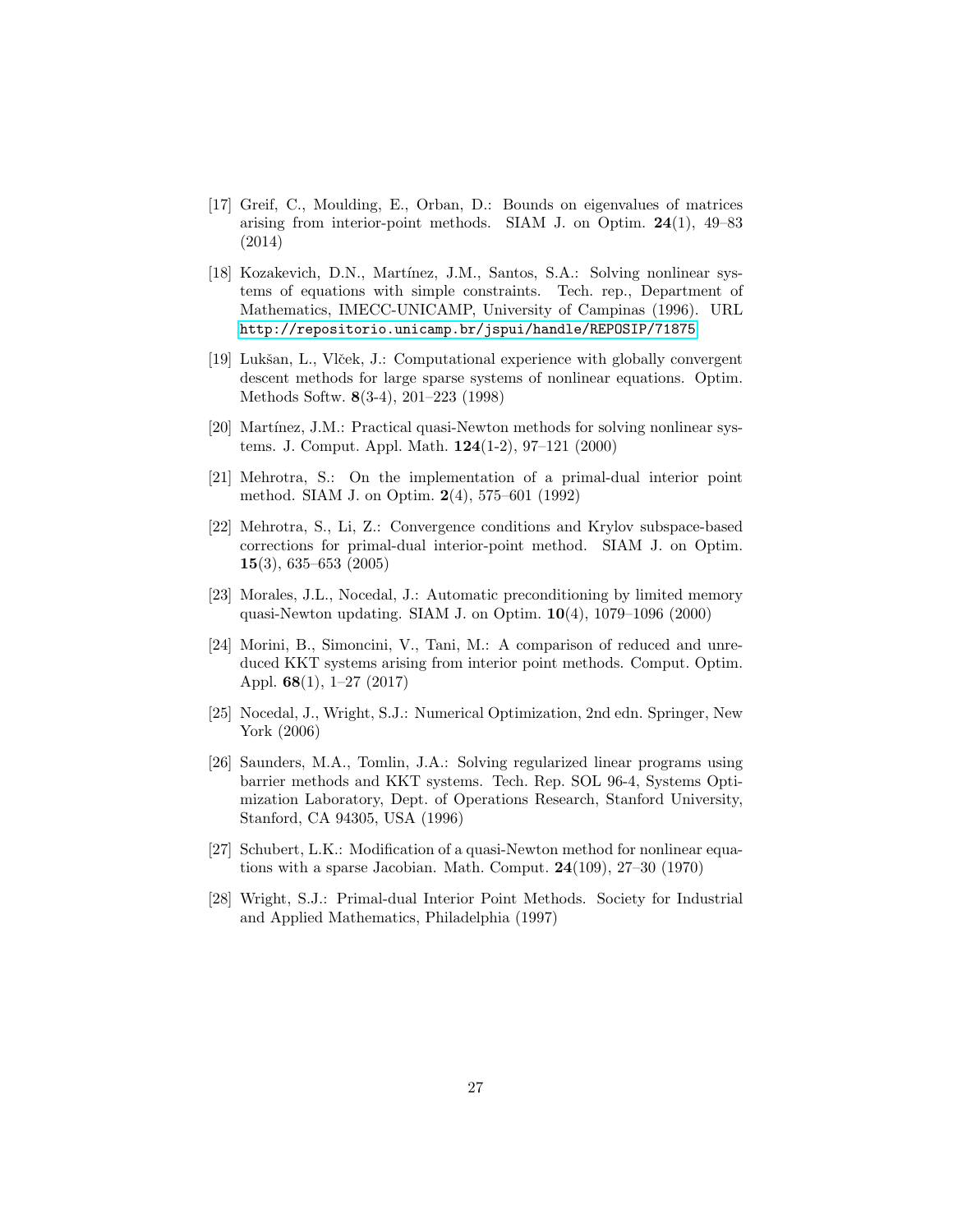[17] Greif, C., Moulding, E., Orban, D.: Bounds on eigenvalues of matrices arising from interior-point methods. SIAM J. on Optim. **24**(1), 49–83 (2014)

[18] Kozakevich, D.N., Martínez, J.M., Santos, S.A.: Solving nonlinear systems of equations with simple constraints. Tech. rep., Department of Mathematics, IMECC-UNICAMP, University of Campinas (1996). URL http://repositorio.unicamp.br/jspui/handle/REPOSIP/71875

[19] Lukšan, L., Vlček, J.: Computational experience with globally convergent descent methods for large sparse systems of nonlinear equations. Optim. Methods Softw. **8**(3-4), 201–223 (1998)

[20] Martínez, J.M.: Practical quasi-Newton methods for solving nonlinear systems. J. Comput. Appl. Math. **124**(1-2), 97–121 (2000)

[21] Mehrotra, S.: On the implementation of a primal-dual interior point method. SIAM J. on Optim. **2**(4), 575–601 (1992)

[22] Mehrotra, S., Li, Z.: Convergence conditions and Krylov subspace-based corrections for primal-dual interior-point method. SIAM J. on Optim. **15**(3), 635–653 (2005)

[23] Morales, J.L., Nocedal, J.: Automatic preconditioning by limited memory quasi-Newton updating. SIAM J. on Optim. **10**(4), 1079–1096 (2000)

[24] Morini, B., Simoncini, V., Tani, M.: A comparison of reduced and unreduced KKT systems arising from interior point methods. Comput. Optim. Appl. **68**(1), 1–27 (2017)

[25] Nocedal, J., Wright, S.J.: Numerical Optimization, 2nd edn. Springer, New York (2006)

[26] Saunders, M.A., Tomlin, J.A.: Solving regularized linear programs using barrier methods and KKT systems. Tech. Rep. SOL 96-4, Systems Optimization Laboratory, Dept. of Operations Research, Stanford University, Stanford, CA 94305, USA (1996)

[27] Schubert, L.K.: Modification of a quasi-Newton method for nonlinear equations with a sparse Jacobian. Math. Comput. **24**(109), 27–30 (1970)

[28] Wright, S.J.: Primal-dual Interior Point Methods. Society for Industrial and Applied Mathematics, Philadelphia (1997)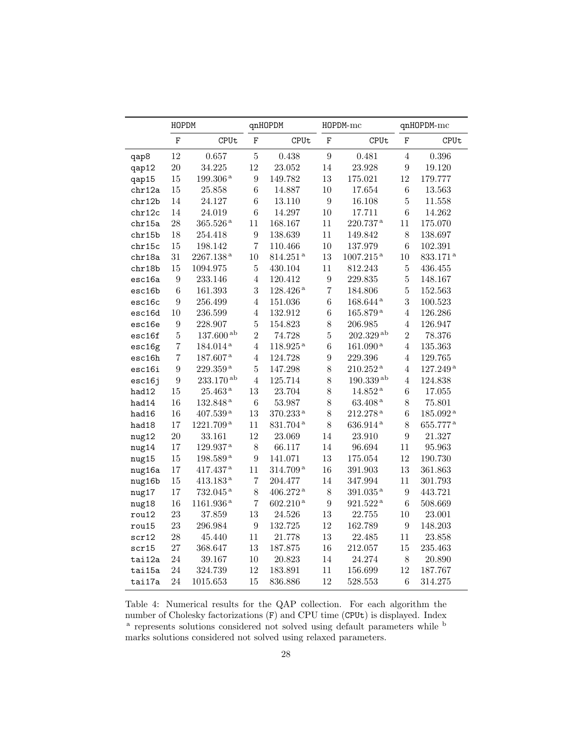| | HOPDM | | qnHOPDM | | HOPDM-mc | | qnHOPDM-mc | |
|---|---|---|---|---|---|---|---|---|
| | F | CPUt | F | CPUt | F | CPUt | F | CPUt |
| qap8 | 12 | 0.657 | 5 | 0.438 | 9 | 0.481 | 4 | 0.396 |
| qap12 | 20 | 34.225 | 12 | 23.052 | 14 | 23.928 | 9 | 19.120 |
| qap15 | 15 | 199.306[a] | 9 | 149.782 | 13 | 175.021 | 12 | 179.777 |
| chr12a | 15 | 25.858 | 6 | 14.887 | 10 | 17.654 | 6 | 13.563 |
| chr12b | 14 | 24.127 | 6 | 13.110 | 9 | 16.108 | 5 | 11.558 |
| chr12c | 14 | 24.019 | 6 | 14.297 | 10 | 17.711 | 6 | 14.262 |
| chr15a | 28 | 365.526[a] | 11 | 168.167 | 11 | 220.737[a] | 11 | 175.070 |
| chr15b | 18 | 254.418 | 9 | 138.639 | 11 | 149.842 | 8 | 138.697 |
| chr15c | 15 | 198.142 | 7 | 110.466 | 10 | 137.979 | 6 | 102.391 |
| chr18a | 31 | 2267.138[a] | 10 | 814.251[a] | 13 | 1007.215[a] | 10 | 833.171[a] |
| chr18b | 15 | 1094.975 | 5 | 430.104 | 11 | 812.243 | 5 | 436.455 |
| esc16a | 9 | 233.146 | 4 | 120.412 | 9 | 229.835 | 5 | 148.167 |
| esc16b | 6 | 161.393 | 3 | 128.426[a] | 7 | 184.806 | 5 | 152.563 |
| esc16c | 9 | 256.499 | 4 | 151.036 | 6 | 168.644[a] | 3 | 100.523 |
| esc16d | 10 | 236.599 | 4 | 132.912 | 6 | 165.879[a] | 4 | 126.286 |
| esc16e | 9 | 228.907 | 5 | 154.823 | 8 | 206.985 | 4 | 126.947 |
| esc16f | 5 | 137.600[ab] | 2 | 74.728 | 5 | 202.329[ab] | 2 | 78.376 |
| esc16g | 7 | 184.014[a] | 4 | 118.925[a] | 6 | 161.090[a] | 4 | 135.363 |
| esc16h | 7 | 187.607[a] | 4 | 124.728 | 9 | 229.396 | 4 | 129.765 |
| esc16i | 9 | 229.359[a] | 5 | 147.298 | 8 | 210.252[a] | 4 | 127.249[a] |
| esc16j | 9 | 233.170[ab] | 4 | 125.714 | 8 | 190.339[ab] | 4 | 124.838 |
| had12 | 15 | 25.463[a] | 13 | 23.704 | 8 | 14.852[a] | 6 | 17.055 |
| had14 | 16 | 132.848[a] | 6 | 53.987 | 8 | 63.408[a] | 8 | 75.801 |
| had16 | 16 | 407.539[a] | 13 | 370.233[a] | 8 | 212.278[a] | 6 | 185.092[a] |
| had18 | 17 | 1221.709[a] | 11 | 831.704[a] | 8 | 636.914[a] | 8 | 655.777[a] |
| nug12 | 20 | 33.161 | 12 | 23.069 | 14 | 23.910 | 9 | 21.327 |
| nug14 | 17 | 129.937[a] | 8 | 66.117 | 14 | 96.694 | 11 | 95.963 |
| nug15 | 15 | 198.589[a] | 9 | 141.071 | 13 | 175.054 | 12 | 190.730 |
| nug16a | 17 | 417.437[a] | 11 | 314.709[a] | 16 | 391.903 | 13 | 361.863 |
| nug16b | 15 | 413.183[a] | 7 | 204.477 | 14 | 347.994 | 11 | 301.793 |
| nug17 | 17 | 732.045[a] | 8 | 406.272[a] | 8 | 391.035[a] | 9 | 443.721 |
| nug18 | 16 | 1161.936[a] | 7 | 602.210[a] | 9 | 921.522[a] | 6 | 508.669 |
| rou12 | 23 | 37.859 | 13 | 24.526 | 13 | 22.755 | 10 | 23.001 |
| rou15 | 23 | 296.984 | 9 | 132.725 | 12 | 162.789 | 9 | 148.203 |
| scr12 | 28 | 45.440 | 11 | 21.778 | 13 | 22.485 | 11 | 23.858 |
| scr15 | 27 | 368.647 | 13 | 187.875 | 16 | 212.057 | 15 | 235.463 |
| tai12a | 24 | 39.167 | 10 | 20.823 | 14 | 24.274 | 8 | 20.890 |
| tai15a | 24 | 324.739 | 12 | 183.891 | 11 | 156.699 | 12 | 187.767 |
| tai17a | 24 | 1015.653 | 15 | 836.886 | 12 | 528.553 | 6 | 314.275 |

Table 4: Numerical results for the QAP collection. For each algorithm the number of Cholesky factorizations (F) and CPU time (CPUt) is displayed. Index [a] represents solutions considered not solved using default parameters while [b] marks solutions considered not solved using relaxed parameters.